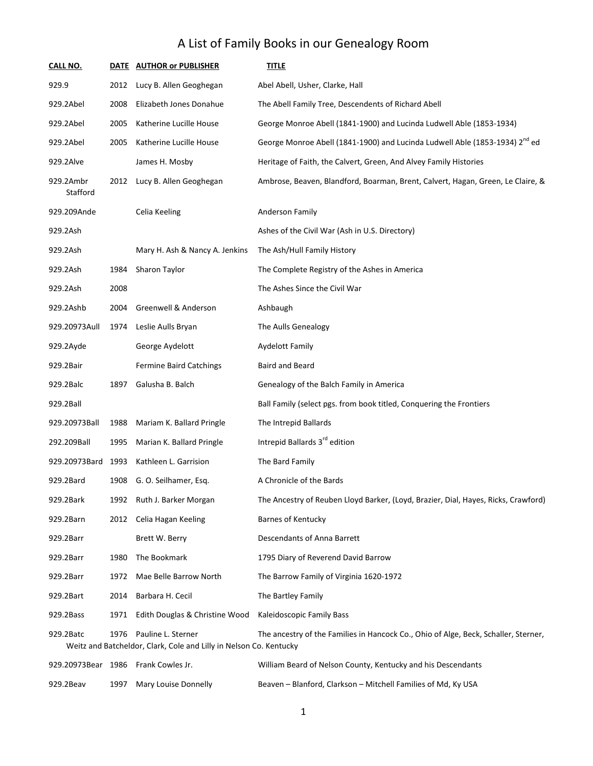# A List of Family Books in our Genealogy Room

| CALL NO. | DATE | AUTHOR or PUBLISHER | TITLE |
|---|---|---|---|
| 929.9 | 2012 | Lucy B. Allen Geoghegan | Abel Abell, Usher, Clarke, Hall |
| 929.2Abel | 2008 | Elizabeth Jones Donahue | The Abell Family Tree, Descendents of Richard Abell |
| 929.2Abel | 2005 | Katherine Lucille House | George Monroe Abell (1841-1900) and Lucinda Ludwell Able (1853-1934) |
| 929.2Abel | 2005 | Katherine Lucille House | George Monroe Abell (1841-1900) and Lucinda Ludwell Able (1853-1934) 2nd ed |
| 929.2Alve | | James H. Mosby | Heritage of Faith, the Calvert, Green, And Alvey Family Histories |
| 929.2Ambr Stafford | 2012 | Lucy B. Allen Geoghegan | Ambrose, Beaven, Blandford, Boarman, Brent, Calvert, Hagan, Green, Le Claire, & |
| 929.209Ande | | Celia Keeling | Anderson Family |
| 929.2Ash | | | Ashes of the Civil War (Ash in U.S. Directory) |
| 929.2Ash | | Mary H. Ash & Nancy A. Jenkins | The Ash/Hull Family History |
| 929.2Ash | 1984 | Sharon Taylor | The Complete Registry of the Ashes in America |
| 929.2Ash | 2008 | | The Ashes Since the Civil War |
| 929.2Ashb | 2004 | Greenwell & Anderson | Ashbaugh |
| 929.20973Aull | 1974 | Leslie Aulls Bryan | The Aulls Genealogy |
| 929.2Ayde | | George Aydelott | Aydelott Family |
| 929.2Bair | | Fermine Baird Catchings | Baird and Beard |
| 929.2Balc | 1897 | Galusha B. Balch | Genealogy of the Balch Family in America |
| 929.2Ball | | | Ball Family (select pgs. from book titled, Conquering the Frontiers |
| 929.20973Ball | 1988 | Mariam K. Ballard Pringle | The Intrepid Ballards |
| 292.209Ball | 1995 | Marian K. Ballard Pringle | Intrepid Ballards 3rd edition |
| 929.20973Bard | 1993 | Kathleen L. Garrision | The Bard Family |
| 929.2Bard | 1908 | G. O. Seilhamer, Esq. | A Chronicle of the Bards |
| 929.2Bark | 1992 | Ruth J. Barker Morgan | The Ancestry of Reuben Lloyd Barker, (Loyd, Brazier, Dial, Hayes, Ricks, Crawford) |
| 929.2Barn | 2012 | Celia Hagan Keeling | Barnes of Kentucky |
| 929.2Barr | | Brett W. Berry | Descendants of Anna Barrett |
| 929.2Barr | 1980 | The Bookmark | 1795 Diary of Reverend David Barrow |
| 929.2Barr | 1972 | Mae Belle Barrow North | The Barrow Family of Virginia 1620-1972 |
| 929.2Bart | 2014 | Barbara H. Cecil | The Bartley Family |
| 929.2Bass | 1971 | Edith Douglas & Christine Wood | Kaleidoscopic Family Bass |
| 929.2Batc | 1976 | Pauline L. Sterner | The ancestry of the Families in Hancock Co., Ohio of Alge, Beck, Schaller, Sterner, Weitz and Batcheldor, Clark, Cole and Lilly in Nelson Co. Kentucky |
| 929.20973Bear | 1986 | Frank Cowles Jr. | William Beard of Nelson County, Kentucky and his Descendants |
| 929.2Beav | 1997 | Mary Louise Donnelly | Beaven – Blanford, Clarkson – Mitchell Families of Md, Ky USA |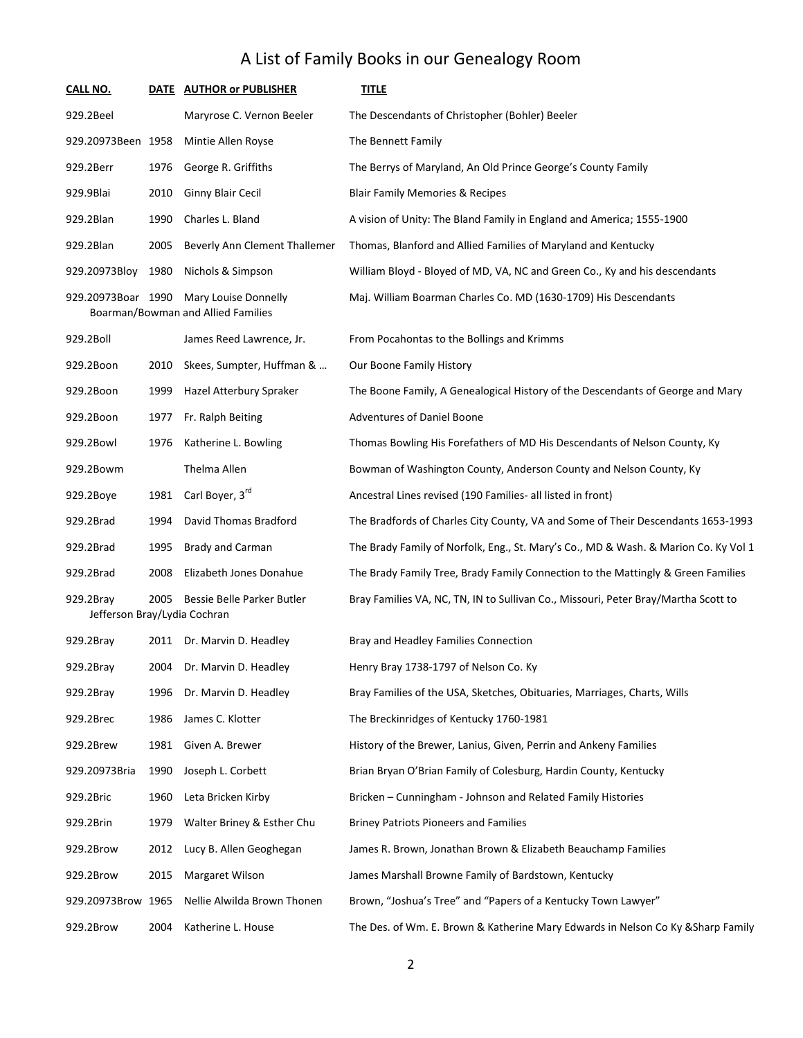# A List of Family Books in our Genealogy Room

| CALL NO. | DATE | AUTHOR or PUBLISHER | TITLE |
|---|---|---|---|
| 929.2Beel | | Maryrose C. Vernon Beeler | The Descendants of Christopher (Bohler) Beeler |
| 929.20973Been | 1958 | Mintie Allen Royse | The Bennett Family |
| 929.2Berr | 1976 | George R. Griffiths | The Berrys of Maryland, An Old Prince George's County Family |
| 929.9Blai | 2010 | Ginny Blair Cecil | Blair Family Memories & Recipes |
| 929.2Blan | 1990 | Charles L. Bland | A vision of Unity: The Bland Family in England and America; 1555-1900 |
| 929.2Blan | 2005 | Beverly Ann Clement Thallemer | Thomas, Blanford and Allied Families of Maryland and Kentucky |
| 929.20973Bloy | 1980 | Nichols & Simpson | William Bloyd - Bloyed of MD, VA, NC and Green Co., Ky and his descendants |
| 929.20973Boar | 1990 | Mary Louise Donnelly | Maj. William Boarman Charles Co. MD (1630-1709) His Descendants Boarman/Bowman and Allied Families |
| 929.2Boll | | James Reed Lawrence, Jr. | From Pocahontas to the Bollings and Krimms |
| 929.2Boon | 2010 | Skees, Sumpter, Huffman & … | Our Boone Family History |
| 929.2Boon | 1999 | Hazel Atterbury Spraker | The Boone Family, A Genealogical History of the Descendants of George and Mary |
| 929.2Boon | 1977 | Fr. Ralph Beiting | Adventures of Daniel Boone |
| 929.2Bowl | 1976 | Katherine L. Bowling | Thomas Bowling His Forefathers of MD His Descendants of Nelson County, Ky |
| 929.2Bowm | | Thelma Allen | Bowman of Washington County, Anderson County and Nelson County, Ky |
| 929.2Boye | 1981 | Carl Boyer, 3rd | Ancestral Lines revised (190 Families- all listed in front) |
| 929.2Brad | 1994 | David Thomas Bradford | The Bradfords of Charles City County, VA and Some of Their Descendants 1653-1993 |
| 929.2Brad | 1995 | Brady and Carman | The Brady Family of Norfolk, Eng., St. Mary's Co., MD & Wash. & Marion Co. Ky Vol 1 |
| 929.2Brad | 2008 | Elizabeth Jones Donahue | The Brady Family Tree, Brady Family Connection to the Mattingly & Green Families |
| 929.2Bray | 2005 | Bessie Belle Parker Butler | Bray Families VA, NC, TN, IN to Sullivan Co., Missouri, Peter Bray/Martha Scott to Jefferson Bray/Lydia Cochran |
| 929.2Bray | 2011 | Dr. Marvin D. Headley | Bray and Headley Families Connection |
| 929.2Bray | 2004 | Dr. Marvin D. Headley | Henry Bray 1738-1797 of Nelson Co. Ky |
| 929.2Bray | 1996 | Dr. Marvin D. Headley | Bray Families of the USA, Sketches, Obituaries, Marriages, Charts, Wills |
| 929.2Brec | 1986 | James C. Klotter | The Breckinridges of Kentucky 1760-1981 |
| 929.2Brew | 1981 | Given A. Brewer | History of the Brewer, Lanius, Given, Perrin and Ankeny Families |
| 929.20973Bria | 1990 | Joseph L. Corbett | Brian Bryan O'Brian Family of Colesburg, Hardin County, Kentucky |
| 929.2Bric | 1960 | Leta Bricken Kirby | Bricken – Cunningham - Johnson and Related Family Histories |
| 929.2Brin | 1979 | Walter Briney & Esther Chu | Briney Patriots Pioneers and Families |
| 929.2Brow | 2012 | Lucy B. Allen Geoghegan | James R. Brown, Jonathan Brown & Elizabeth Beauchamp Families |
| 929.2Brow | 2015 | Margaret Wilson | James Marshall Browne Family of Bardstown, Kentucky |
| 929.20973Brow | 1965 | Nellie Alwilda Brown Thonen | Brown, "Joshua's Tree" and "Papers of a Kentucky Town Lawyer" |
| 929.2Brow | 2004 | Katherine L. House | The Des. of Wm. E. Brown & Katherine Mary Edwards in Nelson Co Ky &Sharp Family |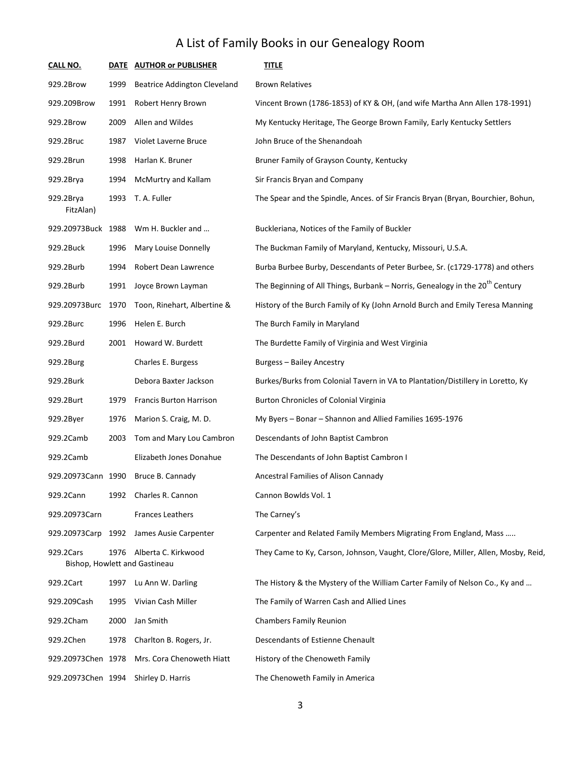# A List of Family Books in our Genealogy Room

| CALL NO. | DATE | AUTHOR or PUBLISHER | TITLE |
|---|---|---|---|
| 929.2Brow | 1999 | Beatrice Addington Cleveland | Brown Relatives |
| 929.209Brow | 1991 | Robert Henry Brown | Vincent Brown (1786-1853) of KY & OH, (and wife Martha Ann Allen 178-1991) |
| 929.2Brow | 2009 | Allen and Wildes | My Kentucky Heritage, The George Brown Family, Early Kentucky Settlers |
| 929.2Bruc | 1987 | Violet Laverne Bruce | John Bruce of the Shenandoah |
| 929.2Brun | 1998 | Harlan K. Bruner | Bruner Family of Grayson County, Kentucky |
| 929.2Brya | 1994 | McMurtry and Kallam | Sir Francis Bryan and Company |
| 929.2Brya | 1993 | T. A. Fuller | The Spear and the Spindle, Ances. of Sir Francis Bryan (Bryan, Bourchier, Bohun, FitzAlan) |
| 929.20973Buck | 1988 | Wm H. Buckler and … | Buckleriana, Notices of the Family of Buckler |
| 929.2Buck | 1996 | Mary Louise Donnelly | The Buckman Family of Maryland, Kentucky, Missouri, U.S.A. |
| 929.2Burb | 1994 | Robert Dean Lawrence | Burba Burbee Burby, Descendants of Peter Burbee, Sr. (c1729-1778) and others |
| 929.2Burb | 1991 | Joyce Brown Layman | The Beginning of All Things, Burbank – Norris, Genealogy in the 20th Century |
| 929.20973Burc | 1970 | Toon, Rinehart, Albertine & | History of the Burch Family of Ky (John Arnold Burch and Emily Teresa Manning |
| 929.2Burc | 1996 | Helen E. Burch | The Burch Family in Maryland |
| 929.2Burd | 2001 | Howard W. Burdett | The Burdette Family of Virginia and West Virginia |
| 929.2Burg | | Charles E. Burgess | Burgess – Bailey Ancestry |
| 929.2Burk | | Debora Baxter Jackson | Burkes/Burks from Colonial Tavern in VA to Plantation/Distillery in Loretto, Ky |
| 929.2Burt | 1979 | Francis Burton Harrison | Burton Chronicles of Colonial Virginia |
| 929.2Byer | 1976 | Marion S. Craig, M. D. | My Byers – Bonar – Shannon and Allied Families 1695-1976 |
| 929.2Camb | 2003 | Tom and Mary Lou Cambron | Descendants of John Baptist Cambron |
| 929.2Camb | | Elizabeth Jones Donahue | The Descendants of John Baptist Cambron I |
| 929.20973Cann | 1990 | Bruce B. Cannady | Ancestral Families of Alison Cannady |
| 929.2Cann | 1992 | Charles R. Cannon | Cannon Bowlds Vol. 1 |
| 929.20973Carn | | Frances Leathers | The Carney's |
| 929.20973Carp | 1992 | James Ausie Carpenter | Carpenter and Related Family Members Migrating From England, Mass ….. |
| 929.2Cars | 1976 | Alberta C. Kirkwood | They Came to Ky, Carson, Johnson, Vaught, Clore/Glore, Miller, Allen, Mosby, Reid, Bishop, Howlett and Gastineau |
| 929.2Cart | 1997 | Lu Ann W. Darling | The History & the Mystery of the William Carter Family of Nelson Co., Ky and … |
| 929.209Cash | 1995 | Vivian Cash Miller | The Family of Warren Cash and Allied Lines |
| 929.2Cham | 2000 | Jan Smith | Chambers Family Reunion |
| 929.2Chen | 1978 | Charlton B. Rogers, Jr. | Descendants of Estienne Chenault |
| 929.20973Chen | 1978 | Mrs. Cora Chenoweth Hiatt | History of the Chenoweth Family |
| 929.20973Chen | 1994 | Shirley D. Harris | The Chenoweth Family in America |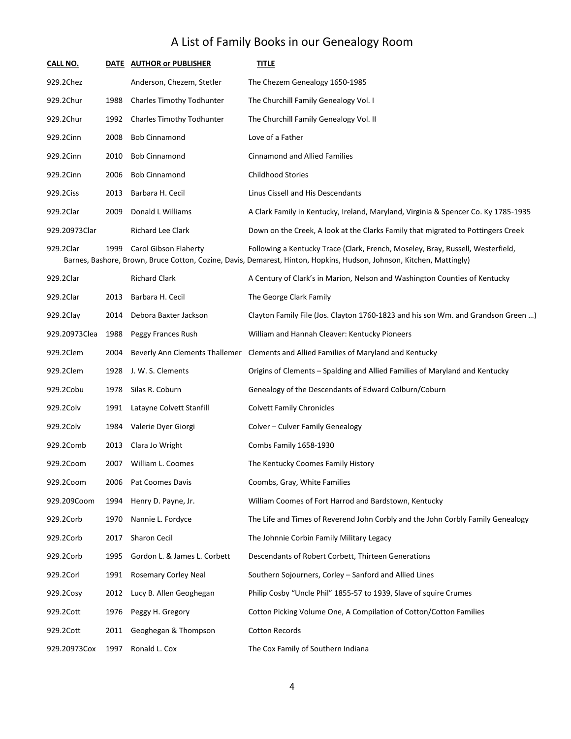# A List of Family Books in our Genealogy Room

| CALL NO. | DATE | AUTHOR or PUBLISHER | TITLE |
|---|---|---|---|
| 929.2Chez | | Anderson, Chezem, Stetler | The Chezem Genealogy 1650-1985 |
| 929.2Chur | 1988 | Charles Timothy Todhunter | The Churchill Family Genealogy Vol. I |
| 929.2Chur | 1992 | Charles Timothy Todhunter | The Churchill Family Genealogy Vol. II |
| 929.2Cinn | 2008 | Bob Cinnamond | Love of a Father |
| 929.2Cinn | 2010 | Bob Cinnamond | Cinnamond and Allied Families |
| 929.2Cinn | 2006 | Bob Cinnamond | Childhood Stories |
| 929.2Ciss | 2013 | Barbara H. Cecil | Linus Cissell and His Descendants |
| 929.2Clar | 2009 | Donald L Williams | A Clark Family in Kentucky, Ireland, Maryland, Virginia & Spencer Co. Ky 1785-1935 |
| 929.20973Clar | | Richard Lee Clark | Down on the Creek, A look at the Clarks Family that migrated to Pottingers Creek |
| 929.2Clar | 1999 | Carol Gibson Flaherty | Following a Kentucky Trace (Clark, French, Moseley, Bray, Russell, Westerfield, Barnes, Bashore, Brown, Bruce Cotton, Cozine, Davis, Demarest, Hinton, Hopkins, Hudson, Johnson, Kitchen, Mattingly) |
| 929.2Clar | | Richard Clark | A Century of Clark's in Marion, Nelson and Washington Counties of Kentucky |
| 929.2Clar | 2013 | Barbara H. Cecil | The George Clark Family |
| 929.2Clay | 2014 | Debora Baxter Jackson | Clayton Family File (Jos. Clayton 1760-1823 and his son Wm. and Grandson Green …) |
| 929.20973Clea | 1988 | Peggy Frances Rush | William and Hannah Cleaver: Kentucky Pioneers |
| 929.2Clem | 2004 | Beverly Ann Clements Thallemer | Clements and Allied Families of Maryland and Kentucky |
| 929.2Clem | 1928 | J. W. S. Clements | Origins of Clements – Spalding and Allied Families of Maryland and Kentucky |
| 929.2Cobu | 1978 | Silas R. Coburn | Genealogy of the Descendants of Edward Colburn/Coburn |
| 929.2Colv | 1991 | Latayne Colvett Stanfill | Colvett Family Chronicles |
| 929.2Colv | 1984 | Valerie Dyer Giorgi | Colver – Culver Family Genealogy |
| 929.2Comb | 2013 | Clara Jo Wright | Combs Family 1658-1930 |
| 929.2Coom | 2007 | William L. Coomes | The Kentucky Coomes Family History |
| 929.2Coom | 2006 | Pat Coomes Davis | Coombs, Gray, White Families |
| 929.209Coom | 1994 | Henry D. Payne, Jr. | William Coomes of Fort Harrod and Bardstown, Kentucky |
| 929.2Corb | 1970 | Nannie L. Fordyce | The Life and Times of Reverend John Corbly and the John Corbly Family Genealogy |
| 929.2Corb | 2017 | Sharon Cecil | The Johnnie Corbin Family Military Legacy |
| 929.2Corb | 1995 | Gordon L. & James L. Corbett | Descendants of Robert Corbett, Thirteen Generations |
| 929.2Corl | 1991 | Rosemary Corley Neal | Southern Sojourners, Corley – Sanford and Allied Lines |
| 929.2Cosy | 2012 | Lucy B. Allen Geoghegan | Philip Cosby "Uncle Phil" 1855-57 to 1939, Slave of squire Crumes |
| 929.2Cott | 1976 | Peggy H. Gregory | Cotton Picking Volume One, A Compilation of Cotton/Cotton Families |
| 929.2Cott | 2011 | Geoghegan & Thompson | Cotton Records |
| 929.20973Cox | 1997 | Ronald L. Cox | The Cox Family of Southern Indiana |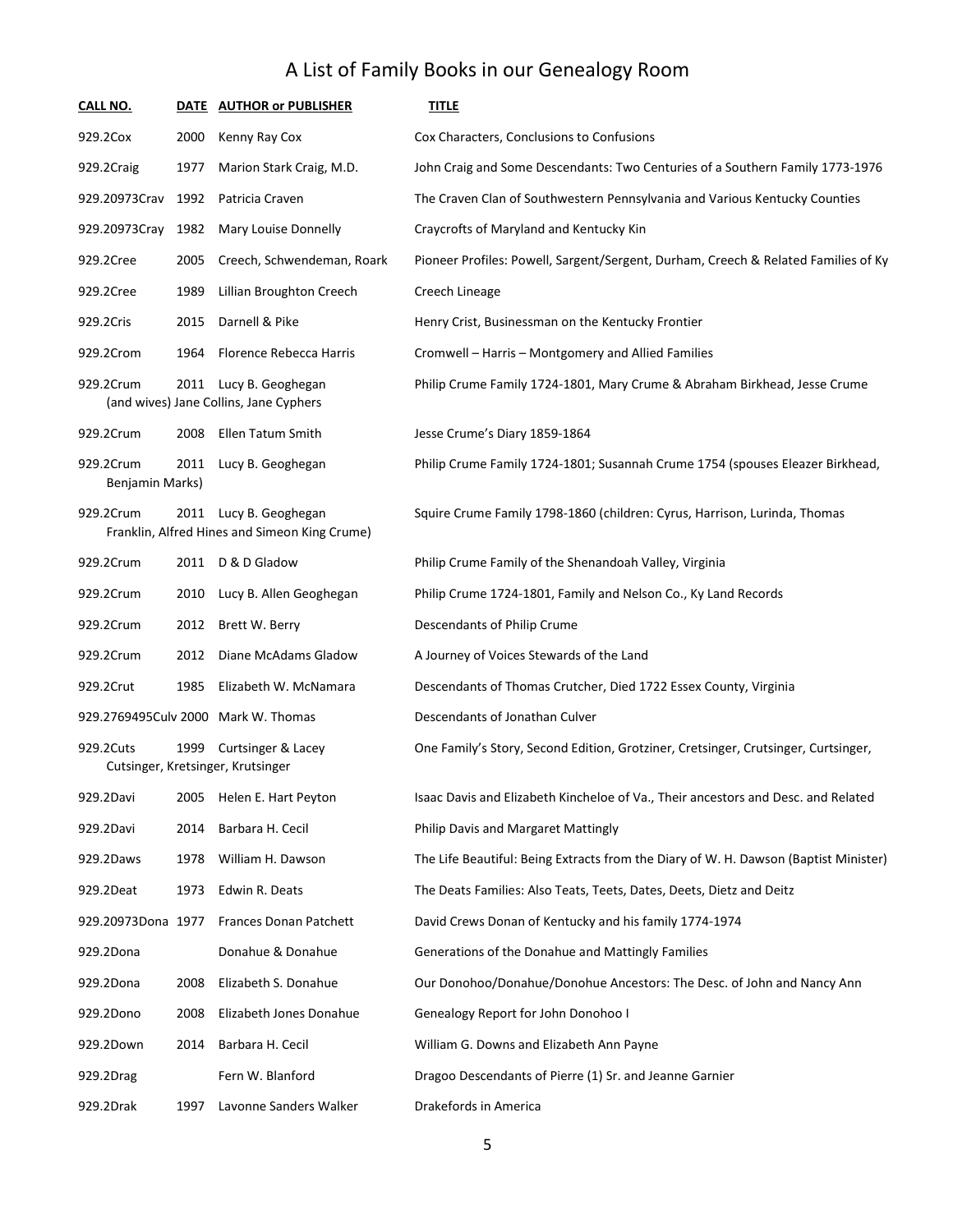# A List of Family Books in our Genealogy Room

| CALL NO. | DATE | AUTHOR or PUBLISHER | TITLE |
|---|---|---|---|
| 929.2Cox | 2000 | Kenny Ray Cox | Cox Characters, Conclusions to Confusions |
| 929.2Craig | 1977 | Marion Stark Craig, M.D. | John Craig and Some Descendants: Two Centuries of a Southern Family 1773-1976 |
| 929.20973Crav | 1992 | Patricia Craven | The Craven Clan of Southwestern Pennsylvania and Various Kentucky Counties |
| 929.20973Cray | 1982 | Mary Louise Donnelly | Craycrofts of Maryland and Kentucky Kin |
| 929.2Cree | 2005 | Creech, Schwendeman, Roark | Pioneer Profiles: Powell, Sargent/Sergent, Durham, Creech & Related Families of Ky |
| 929.2Cree | 1989 | Lillian Broughton Creech | Creech Lineage |
| 929.2Cris | 2015 | Darnell & Pike | Henry Crist, Businessman on the Kentucky Frontier |
| 929.2Crom | 1964 | Florence Rebecca Harris | Cromwell – Harris – Montgomery and Allied Families |
| 929.2Crum | 2011 | Lucy B. Geoghegan | Philip Crume Family 1724-1801, Mary Crume & Abraham Birkhead, Jesse Crume (and wives) Jane Collins, Jane Cyphers |
| 929.2Crum | 2008 | Ellen Tatum Smith | Jesse Crume's Diary 1859-1864 |
| 929.2Crum | 2011 | Lucy B. Geoghegan | Philip Crume Family 1724-1801; Susannah Crume 1754 (spouses Eleazer Birkhead, Benjamin Marks) |
| 929.2Crum | 2011 | Lucy B. Geoghegan | Squire Crume Family 1798-1860 (children: Cyrus, Harrison, Lurinda, Thomas Franklin, Alfred Hines and Simeon King Crume) |
| 929.2Crum | 2011 | D & D Gladow | Philip Crume Family of the Shenandoah Valley, Virginia |
| 929.2Crum | 2010 | Lucy B. Allen Geoghegan | Philip Crume 1724-1801, Family and Nelson Co., Ky Land Records |
| 929.2Crum | 2012 | Brett W. Berry | Descendants of Philip Crume |
| 929.2Crum | 2012 | Diane McAdams Gladow | A Journey of Voices Stewards of the Land |
| 929.2Crut | 1985 | Elizabeth W. McNamara | Descendants of Thomas Crutcher, Died 1722 Essex County, Virginia |
| 929.2769495Culv | 2000 | Mark W. Thomas | Descendants of Jonathan Culver |
| 929.2Cuts | 1999 | Curtsinger & Lacey | One Family's Story, Second Edition, Grotziner, Cretsinger, Crutsinger, Curtsinger, Cutsinger, Kretsinger, Krutsinger |
| 929.2Davi | 2005 | Helen E. Hart Peyton | Isaac Davis and Elizabeth Kincheloe of Va., Their ancestors and Desc. and Related |
| 929.2Davi | 2014 | Barbara H. Cecil | Philip Davis and Margaret Mattingly |
| 929.2Daws | 1978 | William H. Dawson | The Life Beautiful: Being Extracts from the Diary of W. H. Dawson (Baptist Minister) |
| 929.2Deat | 1973 | Edwin R. Deats | The Deats Families: Also Teats, Teets, Dates, Deets, Dietz and Deitz |
| 929.20973Dona | 1977 | Frances Donan Patchett | David Crews Donan of Kentucky and his family 1774-1974 |
| 929.2Dona | | Donahue & Donahue | Generations of the Donahue and Mattingly Families |
| 929.2Dona | 2008 | Elizabeth S. Donahue | Our Donohoo/Donahue/Donohue Ancestors: The Desc. of John and Nancy Ann |
| 929.2Dono | 2008 | Elizabeth Jones Donahue | Genealogy Report for John Donohoo I |
| 929.2Down | 2014 | Barbara H. Cecil | William G. Downs and Elizabeth Ann Payne |
| 929.2Drag | | Fern W. Blanford | Dragoo Descendants of Pierre (1) Sr. and Jeanne Garnier |
| 929.2Drak | 1997 | Lavonne Sanders Walker | Drakefords in America |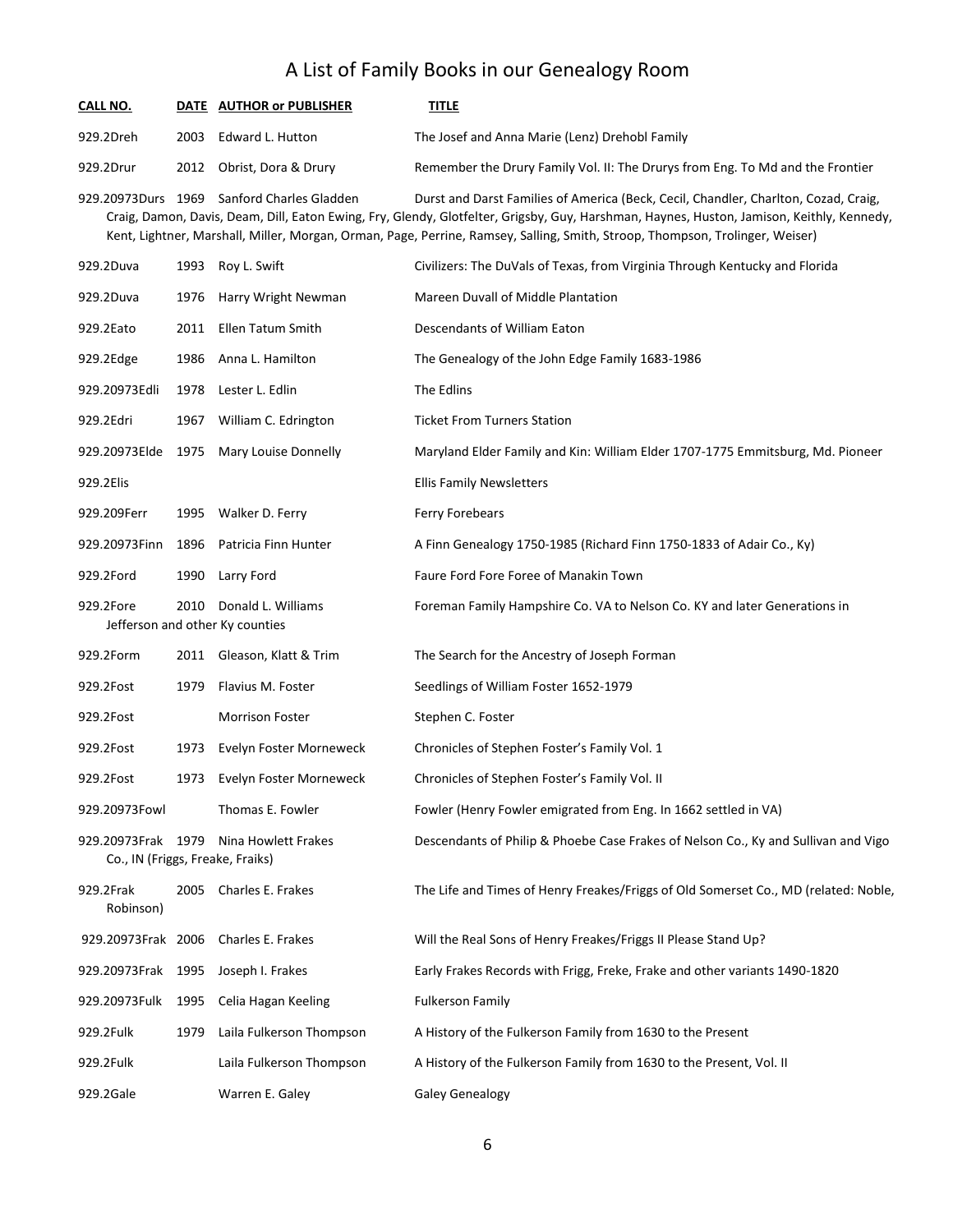# A List of Family Books in our Genealogy Room

| CALL NO. | DATE | AUTHOR or PUBLISHER | TITLE |
| --- | --- | --- | --- |
| 929.2Dreh | 2003 | Edward L. Hutton | The Josef and Anna Marie (Lenz) Drehobl Family |
| 929.2Drur | 2012 | Obrist, Dora & Drury | Remember the Drury Family Vol. II: The Drurys from Eng. To Md and the Frontier |
| 929.20973Durs | 1969 | Sanford Charles Gladden | Durst and Darst Families of America (Beck, Cecil, Chandler, Charlton, Cozad, Craig, Craig, Damon, Davis, Deam, Dill, Eaton Ewing, Fry, Glendy, Glotfelter, Grigsby, Guy, Harshman, Haynes, Huston, Jamison, Keithly, Kennedy, Kent, Lightner, Marshall, Miller, Morgan, Orman, Page, Perrine, Ramsey, Salling, Smith, Stroop, Thompson, Trolinger, Weiser) |
| 929.2Duva | 1993 | Roy L. Swift | Civilizers: The DuVals of Texas, from Virginia Through Kentucky and Florida |
| 929.2Duva | 1976 | Harry Wright Newman | Mareen Duvall of Middle Plantation |
| 929.2Eato | 2011 | Ellen Tatum Smith | Descendants of William Eaton |
| 929.2Edge | 1986 | Anna L. Hamilton | The Genealogy of the John Edge Family 1683-1986 |
| 929.20973Edli | 1978 | Lester L. Edlin | The Edlins |
| 929.2Edri | 1967 | William C. Edrington | Ticket From Turners Station |
| 929.20973Elde | 1975 | Mary Louise Donnelly | Maryland Elder Family and Kin: William Elder 1707-1775 Emmitsburg, Md. Pioneer |
| 929.2Elis | | | Ellis Family Newsletters |
| 929.209Ferr | 1995 | Walker D. Ferry | Ferry Forebears |
| 929.20973Finn | 1896 | Patricia Finn Hunter | A Finn Genealogy 1750-1985 (Richard Finn 1750-1833 of Adair Co., Ky) |
| 929.2Ford | 1990 | Larry Ford | Faure Ford Fore Foree of Manakin Town |
| 929.2Fore | 2010 | Donald L. Williams | Foreman Family Hampshire Co. VA to Nelson Co. KY and later Generations in Jefferson and other Ky counties |
| 929.2Form | 2011 | Gleason, Klatt & Trim | The Search for the Ancestry of Joseph Forman |
| 929.2Fost | 1979 | Flavius M. Foster | Seedlings of William Foster 1652-1979 |
| 929.2Fost | | Morrison Foster | Stephen C. Foster |
| 929.2Fost | 1973 | Evelyn Foster Morneweck | Chronicles of Stephen Foster's Family Vol. 1 |
| 929.2Fost | 1973 | Evelyn Foster Morneweck | Chronicles of Stephen Foster's Family Vol. II |
| 929.20973Fowl | | Thomas E. Fowler | Fowler (Henry Fowler emigrated from Eng. In 1662 settled in VA) |
| 929.20973Frak | 1979 | Nina Howlett Frakes | Descendants of Philip & Phoebe Case Frakes of Nelson Co., Ky and Sullivan and Vigo Co., IN (Friggs, Freake, Fraiks) |
| 929.2Frak | 2005 | Charles E. Frakes | The Life and Times of Henry Freakes/Friggs of Old Somerset Co., MD (related: Noble, Robinson) |
| 929.20973Frak | 2006 | Charles E. Frakes | Will the Real Sons of Henry Freakes/Friggs II Please Stand Up? |
| 929.20973Frak | 1995 | Joseph I. Frakes | Early Frakes Records with Frigg, Freke, Frake and other variants 1490-1820 |
| 929.20973Fulk | 1995 | Celia Hagan Keeling | Fulkerson Family |
| 929.2Fulk | 1979 | Laila Fulkerson Thompson | A History of the Fulkerson Family from 1630 to the Present |
| 929.2Fulk | | Laila Fulkerson Thompson | A History of the Fulkerson Family from 1630 to the Present, Vol. II |
| 929.2Gale | | Warren E. Galey | Galey Genealogy |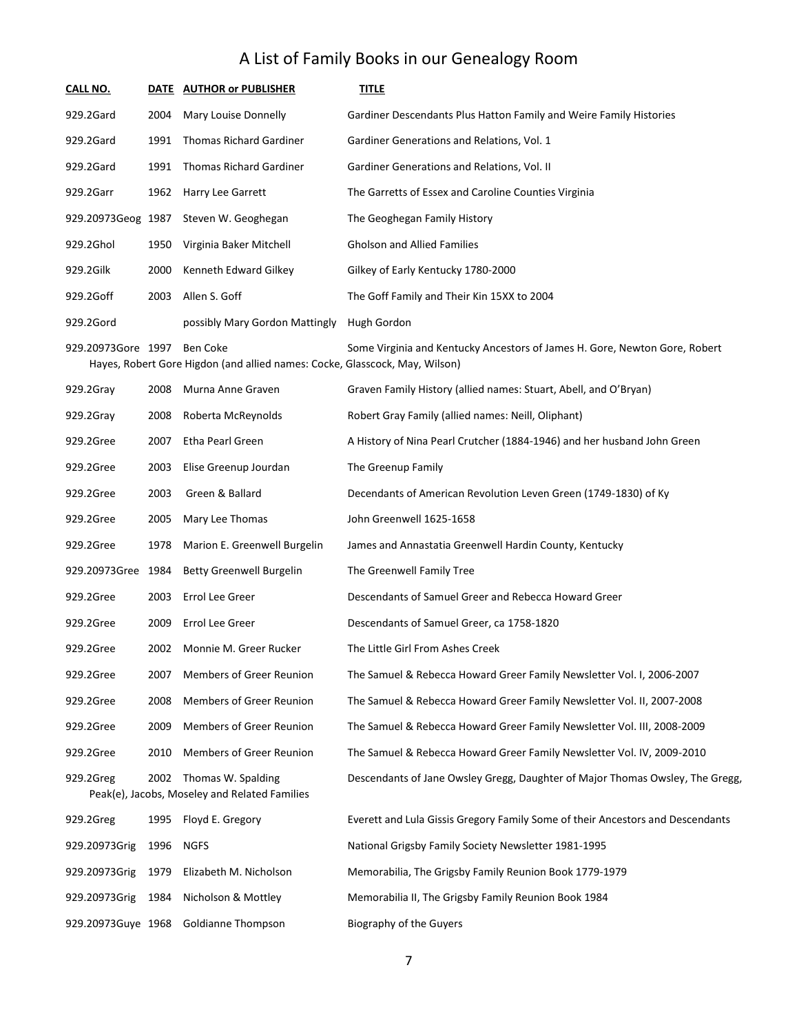# A List of Family Books in our Genealogy Room

| CALL NO. | DATE | AUTHOR or PUBLISHER | TITLE |
|---|---|---|---|
| 929.2Gard | 2004 | Mary Louise Donnelly | Gardiner Descendants Plus Hatton Family and Weire Family Histories |
| 929.2Gard | 1991 | Thomas Richard Gardiner | Gardiner Generations and Relations, Vol. 1 |
| 929.2Gard | 1991 | Thomas Richard Gardiner | Gardiner Generations and Relations, Vol. II |
| 929.2Garr | 1962 | Harry Lee Garrett | The Garretts of Essex and Caroline Counties Virginia |
| 929.20973Geog | 1987 | Steven W. Geoghegan | The Geoghegan Family History |
| 929.2Ghol | 1950 | Virginia Baker Mitchell | Gholson and Allied Families |
| 929.2Gilk | 2000 | Kenneth Edward Gilkey | Gilkey of Early Kentucky 1780-2000 |
| 929.2Goff | 2003 | Allen S. Goff | The Goff Family and Their Kin 15XX to 2004 |
| 929.2Gord | | possibly Mary Gordon Mattingly | Hugh Gordon |
| 929.20973Gore | 1997 | Ben Coke | Some Virginia and Kentucky Ancestors of James H. Gore, Newton Gore, Robert Hayes, Robert Gore Higdon (and allied names: Cocke, Glasscock, May, Wilson) |
| 929.2Gray | 2008 | Murna Anne Graven | Graven Family History (allied names: Stuart, Abell, and O'Bryan) |
| 929.2Gray | 2008 | Roberta McReynolds | Robert Gray Family (allied names: Neill, Oliphant) |
| 929.2Gree | 2007 | Etha Pearl Green | A History of Nina Pearl Crutcher (1884-1946) and her husband John Green |
| 929.2Gree | 2003 | Elise Greenup Jourdan | The Greenup Family |
| 929.2Gree | 2003 | Green & Ballard | Decendants of American Revolution Leven Green (1749-1830) of Ky |
| 929.2Gree | 2005 | Mary Lee Thomas | John Greenwell 1625-1658 |
| 929.2Gree | 1978 | Marion E. Greenwell Burgelin | James and Annastatia Greenwell Hardin County, Kentucky |
| 929.20973Gree | 1984 | Betty Greenwell Burgelin | The Greenwell Family Tree |
| 929.2Gree | 2003 | Errol Lee Greer | Descendants of Samuel Greer and Rebecca Howard Greer |
| 929.2Gree | 2009 | Errol Lee Greer | Descendants of Samuel Greer, ca 1758-1820 |
| 929.2Gree | 2002 | Monnie M. Greer Rucker | The Little Girl From Ashes Creek |
| 929.2Gree | 2007 | Members of Greer Reunion | The Samuel & Rebecca Howard Greer Family Newsletter Vol. I, 2006-2007 |
| 929.2Gree | 2008 | Members of Greer Reunion | The Samuel & Rebecca Howard Greer Family Newsletter Vol. II, 2007-2008 |
| 929.2Gree | 2009 | Members of Greer Reunion | The Samuel & Rebecca Howard Greer Family Newsletter Vol. III, 2008-2009 |
| 929.2Gree | 2010 | Members of Greer Reunion | The Samuel & Rebecca Howard Greer Family Newsletter Vol. IV, 2009-2010 |
| 929.2Greg | 2002 | Thomas W. Spalding | Descendants of Jane Owsley Gregg, Daughter of Major Thomas Owsley, The Gregg, Peak(e), Jacobs, Moseley and Related Families |
| 929.2Greg | 1995 | Floyd E. Gregory | Everett and Lula Gissis Gregory Family Some of their Ancestors and Descendants |
| 929.20973Grig | 1996 | NGFS | National Grigsby Family Society Newsletter 1981-1995 |
| 929.20973Grig | 1979 | Elizabeth M. Nicholson | Memorabilia, The Grigsby Family Reunion Book 1779-1979 |
| 929.20973Grig | 1984 | Nicholson & Mottley | Memorabilia II, The Grigsby Family Reunion Book 1984 |
| 929.20973Guye | 1968 | Goldianne Thompson | Biography of the Guyers |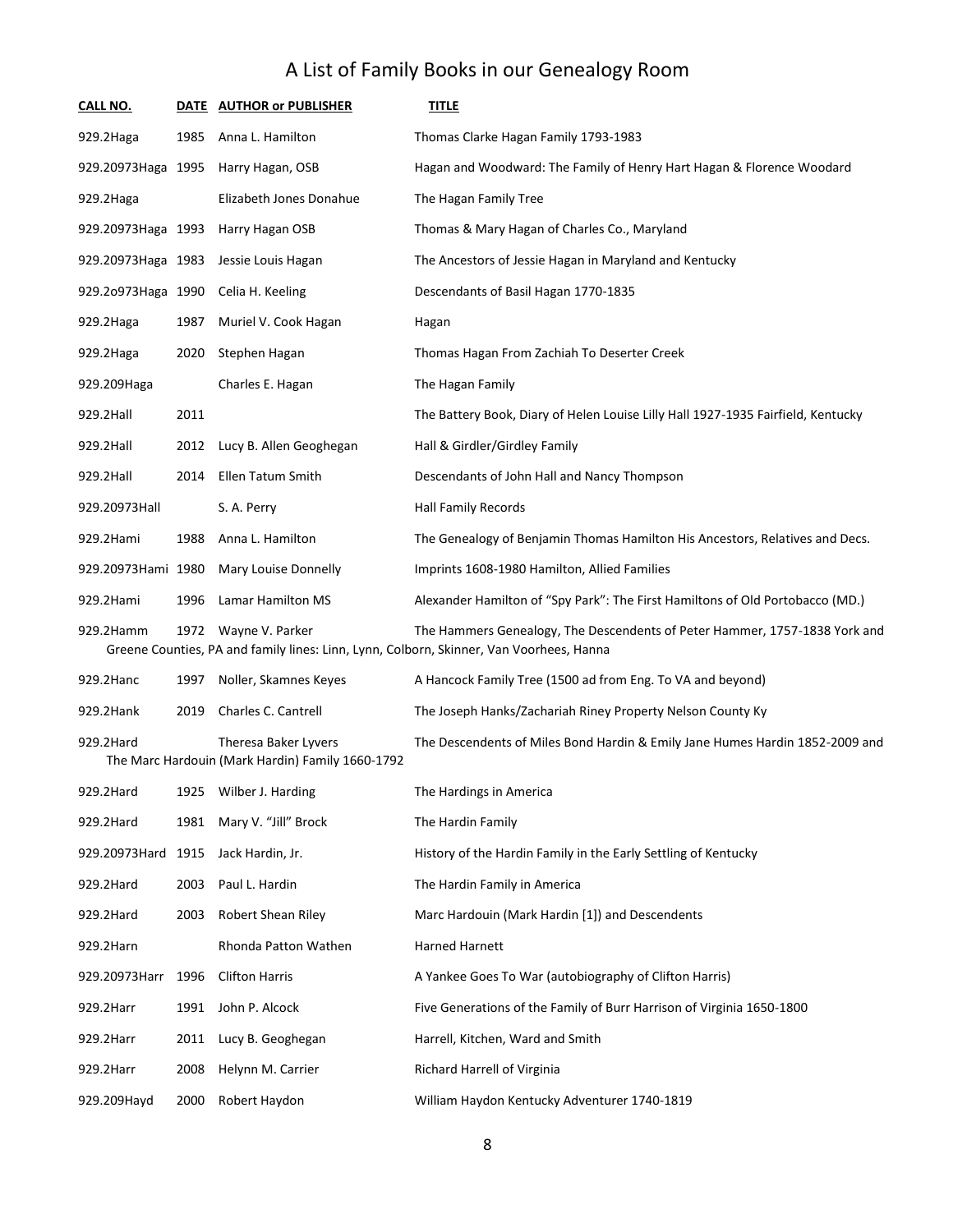# A List of Family Books in our Genealogy Room

| CALL NO. | DATE | AUTHOR or PUBLISHER | TITLE |
|---|---|---|---|
| 929.2Haga | 1985 | Anna L. Hamilton | Thomas Clarke Hagan Family 1793-1983 |
| 929.20973Haga | 1995 | Harry Hagan, OSB | Hagan and Woodward: The Family of Henry Hart Hagan & Florence Woodard |
| 929.2Haga | | Elizabeth Jones Donahue | The Hagan Family Tree |
| 929.20973Haga | 1993 | Harry Hagan OSB | Thomas & Mary Hagan of Charles Co., Maryland |
| 929.20973Haga | 1983 | Jessie Louis Hagan | The Ancestors of Jessie Hagan in Maryland and Kentucky |
| 929.2o973Haga | 1990 | Celia H. Keeling | Descendants of Basil Hagan 1770-1835 |
| 929.2Haga | 1987 | Muriel V. Cook Hagan | Hagan |
| 929.2Haga | 2020 | Stephen Hagan | Thomas Hagan From Zachiah To Deserter Creek |
| 929.209Haga | | Charles E. Hagan | The Hagan Family |
| 929.2Hall | 2011 | | The Battery Book, Diary of Helen Louise Lilly Hall 1927-1935 Fairfield, Kentucky |
| 929.2Hall | 2012 | Lucy B. Allen Geoghegan | Hall & Girdler/Girdley Family |
| 929.2Hall | 2014 | Ellen Tatum Smith | Descendants of John Hall and Nancy Thompson |
| 929.20973Hall | | S. A. Perry | Hall Family Records |
| 929.2Hami | 1988 | Anna L. Hamilton | The Genealogy of Benjamin Thomas Hamilton His Ancestors, Relatives and Decs. |
| 929.20973Hami | 1980 | Mary Louise Donnelly | Imprints 1608-1980 Hamilton, Allied Families |
| 929.2Hami | 1996 | Lamar Hamilton MS | Alexander Hamilton of "Spy Park": The First Hamiltons of Old Portobacco (MD.) |
| 929.2Hamm | 1972 | Wayne V. Parker | The Hammers Genealogy, The Descendents of Peter Hammer, 1757-1838 York and Greene Counties, PA and family lines: Linn, Lynn, Colborn, Skinner, Van Voorhees, Hanna |
| 929.2Hanc | 1997 | Noller, Skamnes Keyes | A Hancock Family Tree (1500 ad from Eng. To VA and beyond) |
| 929.2Hank | 2019 | Charles C. Cantrell | The Joseph Hanks/Zachariah Riney Property Nelson County Ky |
| 929.2Hard | | Theresa Baker Lyvers | The Descendents of Miles Bond Hardin & Emily Jane Humes Hardin 1852-2009 and The Marc Hardouin (Mark Hardin) Family 1660-1792 |
| 929.2Hard | 1925 | Wilber J. Harding | The Hardings in America |
| 929.2Hard | 1981 | Mary V. "Jill" Brock | The Hardin Family |
| 929.20973Hard | 1915 | Jack Hardin, Jr. | History of the Hardin Family in the Early Settling of Kentucky |
| 929.2Hard | 2003 | Paul L. Hardin | The Hardin Family in America |
| 929.2Hard | 2003 | Robert Shean Riley | Marc Hardouin (Mark Hardin [1]) and Descendents |
| 929.2Harn | | Rhonda Patton Wathen | Harned Harnett |
| 929.20973Harr | 1996 | Clifton Harris | A Yankee Goes To War (autobiography of Clifton Harris) |
| 929.2Harr | 1991 | John P. Alcock | Five Generations of the Family of Burr Harrison of Virginia 1650-1800 |
| 929.2Harr | 2011 | Lucy B. Geoghegan | Harrell, Kitchen, Ward and Smith |
| 929.2Harr | 2008 | Helynn M. Carrier | Richard Harrell of Virginia |
| 929.209Hayd | 2000 | Robert Haydon | William Haydon Kentucky Adventurer 1740-1819 |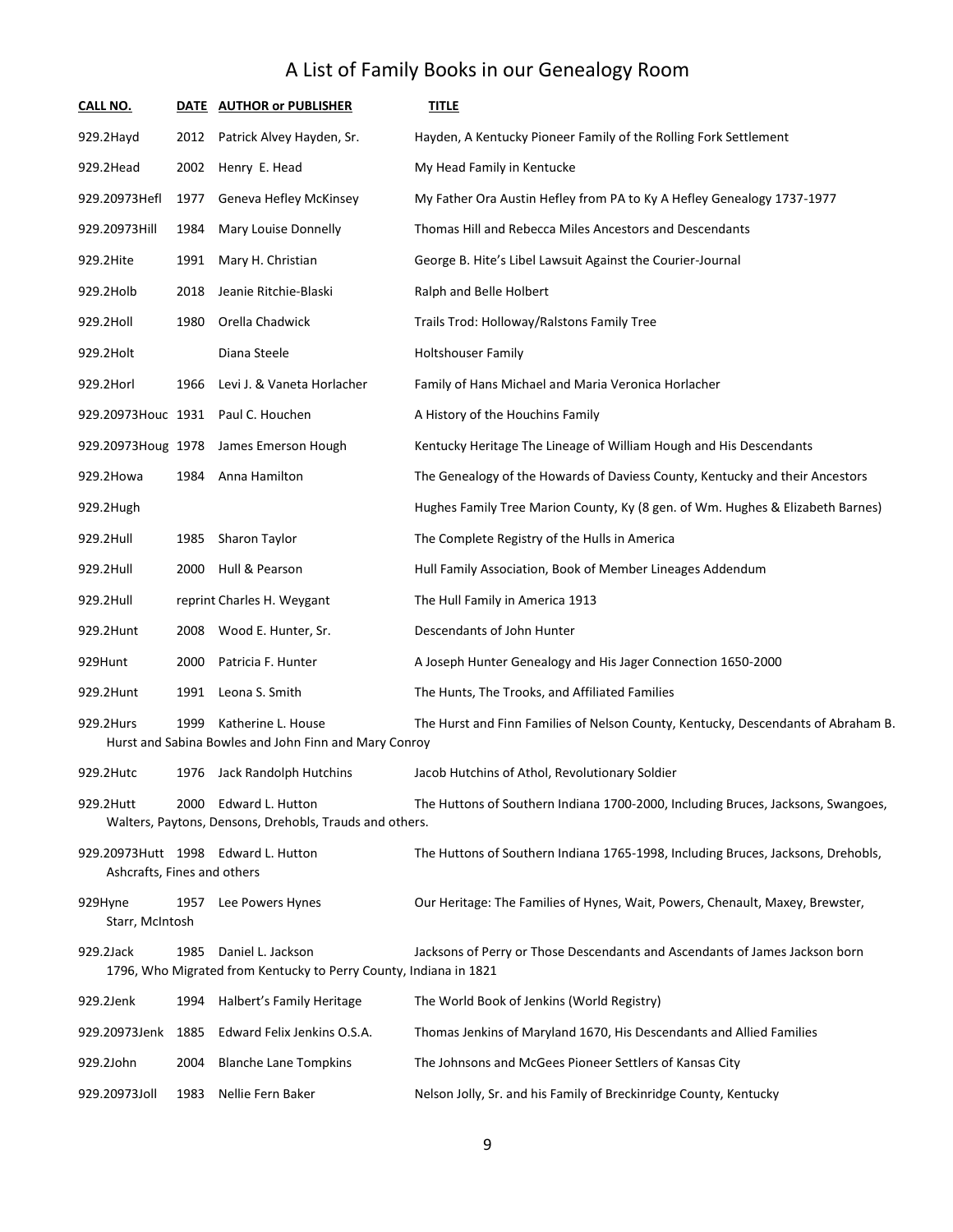# A List of Family Books in our Genealogy Room

| CALL NO. | DATE | AUTHOR or PUBLISHER | TITLE |
|---|---|---|---|
| 929.2Hayd | 2012 | Patrick Alvey Hayden, Sr. | Hayden, A Kentucky Pioneer Family of the Rolling Fork Settlement |
| 929.2Head | 2002 | Henry E. Head | My Head Family in Kentucke |
| 929.20973Hefl | 1977 | Geneva Hefley McKinsey | My Father Ora Austin Hefley from PA to Ky A Hefley Genealogy 1737-1977 |
| 929.20973Hill | 1984 | Mary Louise Donnelly | Thomas Hill and Rebecca Miles Ancestors and Descendants |
| 929.2Hite | 1991 | Mary H. Christian | George B. Hite's Libel Lawsuit Against the Courier-Journal |
| 929.2Holb | 2018 | Jeanie Ritchie-Blaski | Ralph and Belle Holbert |
| 929.2Holl | 1980 | Orella Chadwick | Trails Trod: Holloway/Ralstons Family Tree |
| 929.2Holt | | Diana Steele | Holtshouser Family |
| 929.2Horl | 1966 | Levi J. & Vaneta Horlacher | Family of Hans Michael and Maria Veronica Horlacher |
| 929.20973Houc | 1931 | Paul C. Houchen | A History of the Houchins Family |
| 929.20973Houg | 1978 | James Emerson Hough | Kentucky Heritage The Lineage of William Hough and His Descendants |
| 929.2Howa | 1984 | Anna Hamilton | The Genealogy of the Howards of Daviess County, Kentucky and their Ancestors |
| 929.2Hugh | | | Hughes Family Tree Marion County, Ky (8 gen. of Wm. Hughes & Elizabeth Barnes) |
| 929.2Hull | 1985 | Sharon Taylor | The Complete Registry of the Hulls in America |
| 929.2Hull | 2000 | Hull & Pearson | Hull Family Association, Book of Member Lineages Addendum |
| 929.2Hull | reprint | Charles H. Weygant | The Hull Family in America 1913 |
| 929.2Hunt | 2008 | Wood E. Hunter, Sr. | Descendants of John Hunter |
| 929Hunt | 2000 | Patricia F. Hunter | A Joseph Hunter Genealogy and His Jager Connection 1650-2000 |
| 929.2Hunt | 1991 | Leona S. Smith | The Hunts, The Trooks, and Affiliated Families |
| 929.2Hurs | 1999 | Katherine L. House | The Hurst and Finn Families of Nelson County, Kentucky, Descendants of Abraham B. Hurst and Sabina Bowles and John Finn and Mary Conroy |
| 929.2Hutc | 1976 | Jack Randolph Hutchins | Jacob Hutchins of Athol, Revolutionary Soldier |
| 929.2Hutt | 2000 | Edward L. Hutton | The Huttons of Southern Indiana 1700-2000, Including Bruces, Jacksons, Swangoes, Walters, Paytons, Densons, Drehobls, Trauds and others. |
| 929.20973Hutt | 1998 | Edward L. Hutton | The Huttons of Southern Indiana 1765-1998, Including Bruces, Jacksons, Drehobls, Ashcrafts, Fines and others |
| 929Hyne | 1957 | Lee Powers Hynes | Our Heritage: The Families of Hynes, Wait, Powers, Chenault, Maxey, Brewster, Starr, McIntosh |
| 929.2Jack | 1985 | Daniel L. Jackson | Jacksons of Perry or Those Descendants and Ascendants of James Jackson born 1796, Who Migrated from Kentucky to Perry County, Indiana in 1821 |
| 929.2Jenk | 1994 | Halbert's Family Heritage | The World Book of Jenkins (World Registry) |
| 929.20973Jenk | 1885 | Edward Felix Jenkins O.S.A. | Thomas Jenkins of Maryland 1670, His Descendants and Allied Families |
| 929.2John | 2004 | Blanche Lane Tompkins | The Johnsons and McGees Pioneer Settlers of Kansas City |
| 929.20973Joll | 1983 | Nellie Fern Baker | Nelson Jolly, Sr. and his Family of Breckinridge County, Kentucky |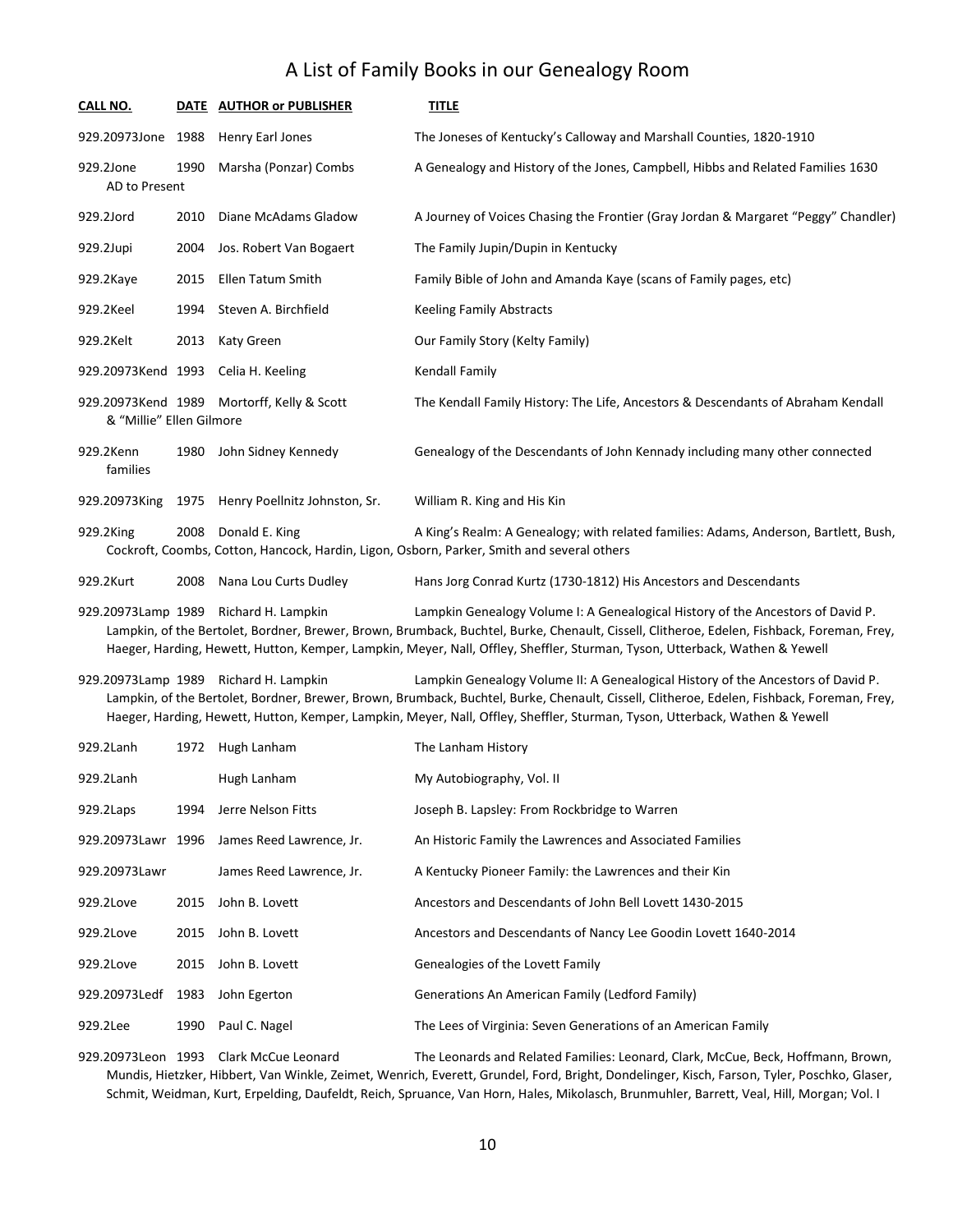# A List of Family Books in our Genealogy Room

| CALL NO. | DATE | AUTHOR or PUBLISHER | TITLE |
|---|---|---|---|
| 929.20973Jone | 1988 | Henry Earl Jones | The Joneses of Kentucky's Calloway and Marshall Counties, 1820-1910 |
| 929.2Jone | 1990 | Marsha (Ponzar) Combs | A Genealogy and History of the Jones, Campbell, Hibbs and Related Families 1630 AD to Present |
| 929.2Jord | 2010 | Diane McAdams Gladow | A Journey of Voices Chasing the Frontier (Gray Jordan & Margaret "Peggy" Chandler) |
| 929.2Jupi | 2004 | Jos. Robert Van Bogaert | The Family Jupin/Dupin in Kentucky |
| 929.2Kaye | 2015 | Ellen Tatum Smith | Family Bible of John and Amanda Kaye (scans of Family pages, etc) |
| 929.2Keel | 1994 | Steven A. Birchfield | Keeling Family Abstracts |
| 929.2Kelt | 2013 | Katy Green | Our Family Story (Kelty Family) |
| 929.20973Kend | 1993 | Celia H. Keeling | Kendall Family |
| 929.20973Kend | 1989 | Mortorff, Kelly & Scott & "Millie" Ellen Gilmore | The Kendall Family History: The Life, Ancestors & Descendants of Abraham Kendall |
| 929.2Kenn | 1980 | John Sidney Kennedy | Genealogy of the Descendants of John Kennady including many other connected families |
| 929.20973King | 1975 | Henry Poellnitz Johnston, Sr. | William R. King and His Kin |
| 929.2King | 2008 | Donald E. King | A King's Realm: A Genealogy; with related families: Adams, Anderson, Bartlett, Bush, Cockroft, Coombs, Cotton, Hancock, Hardin, Ligon, Osborn, Parker, Smith and several others |
| 929.2Kurt | 2008 | Nana Lou Curts Dudley | Hans Jorg Conrad Kurtz (1730-1812) His Ancestors and Descendants |
| 929.20973Lamp | 1989 | Richard H. Lampkin | Lampkin Genealogy Volume I: A Genealogical History of the Ancestors of David P. Lampkin, of the Bertolet, Bordner, Brewer, Brown, Brumback, Buchtel, Burke, Chenault, Cissell, Clitheroe, Edelen, Fishback, Foreman, Frey, Haeger, Harding, Hewett, Hutton, Kemper, Lampkin, Meyer, Nall, Offley, Sheffler, Sturman, Tyson, Utterback, Wathen & Yewell |
| 929.20973Lamp | 1989 | Richard H. Lampkin | Lampkin Genealogy Volume II: A Genealogical History of the Ancestors of David P. Lampkin, of the Bertolet, Bordner, Brewer, Brown, Brumback, Buchtel, Burke, Chenault, Cissell, Clitheroe, Edelen, Fishback, Foreman, Frey, Haeger, Harding, Hewett, Hutton, Kemper, Lampkin, Meyer, Nall, Offley, Sheffler, Sturman, Tyson, Utterback, Wathen & Yewell |
| 929.2Lanh | 1972 | Hugh Lanham | The Lanham History |
| 929.2Lanh | | Hugh Lanham | My Autobiography, Vol. II |
| 929.2Laps | 1994 | Jerre Nelson Fitts | Joseph B. Lapsley: From Rockbridge to Warren |
| 929.20973Lawr | 1996 | James Reed Lawrence, Jr. | An Historic Family the Lawrences and Associated Families |
| 929.20973Lawr | | James Reed Lawrence, Jr. | A Kentucky Pioneer Family: the Lawrences and their Kin |
| 929.2Love | 2015 | John B. Lovett | Ancestors and Descendants of John Bell Lovett 1430-2015 |
| 929.2Love | 2015 | John B. Lovett | Ancestors and Descendants of Nancy Lee Goodin Lovett 1640-2014 |
| 929.2Love | 2015 | John B. Lovett | Genealogies of the Lovett Family |
| 929.20973Ledf | 1983 | John Egerton | Generations An American Family (Ledford Family) |
| 929.2Lee | 1990 | Paul C. Nagel | The Lees of Virginia: Seven Generations of an American Family |
| 929.20973Leon | 1993 | Clark McCue Leonard | The Leonards and Related Families: Leonard, Clark, McCue, Beck, Hoffmann, Brown, Mundis, Hietzker, Hibbert, Van Winkle, Zeimet, Wenrich, Everett, Grundel, Ford, Bright, Dondelinger, Kisch, Farson, Tyler, Poschko, Glaser, Schmit, Weidman, Kurt, Erpelding, Daufeldt, Reich, Spruance, Van Horn, Hales, Mikolasch, Brunmuhler, Barrett, Veal, Hill, Morgan; Vol. I |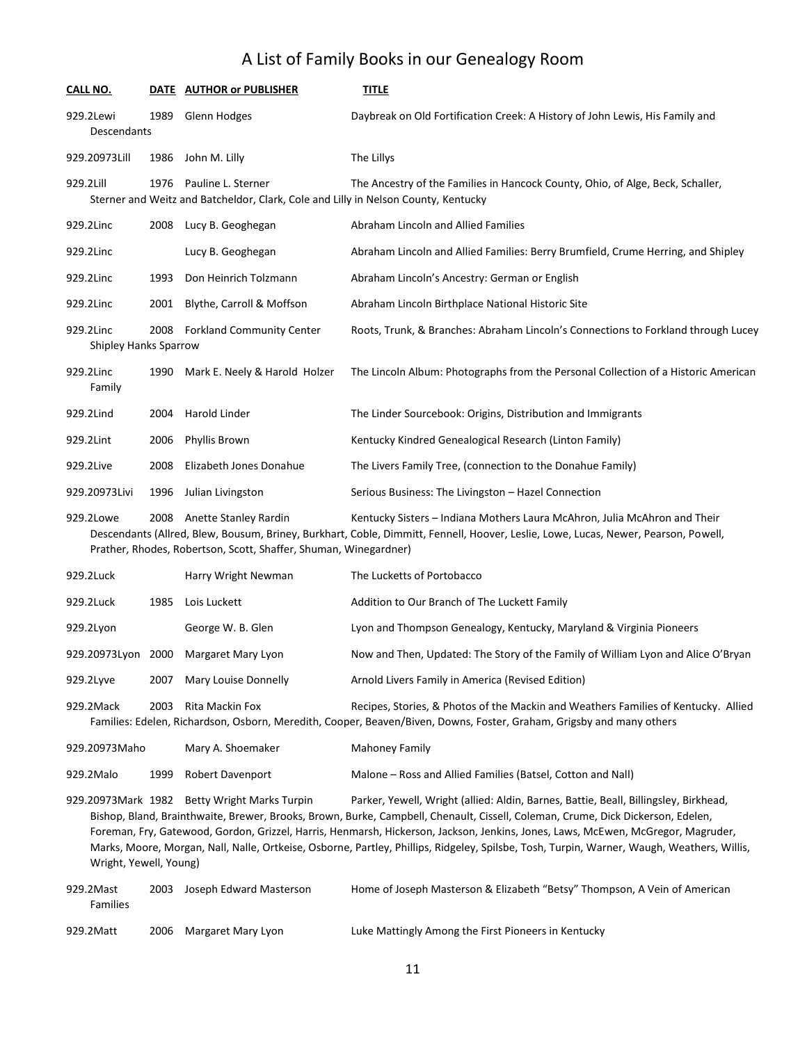# A List of Family Books in our Genealogy Room

| CALL NO. | DATE | AUTHOR or PUBLISHER | TITLE |
|---|---|---|---|
| 929.2Lewi | 1989 | Glenn Hodges | Daybreak on Old Fortification Creek: A History of John Lewis, His Family and Descendants |
| 929.20973Lill | 1986 | John M. Lilly | The Lillys |
| 929.2Lill | 1976 | Pauline L. Sterner | The Ancestry of the Families in Hancock County, Ohio, of Alge, Beck, Schaller, Sterner and Weitz and Batcheldor, Clark, Cole and Lilly in Nelson County, Kentucky |
| 929.2Linc | 2008 | Lucy B. Geoghegan | Abraham Lincoln and Allied Families |
| 929.2Linc | | Lucy B. Geoghegan | Abraham Lincoln and Allied Families: Berry Brumfield, Crume Herring, and Shipley |
| 929.2Linc | 1993 | Don Heinrich Tolzmann | Abraham Lincoln's Ancestry: German or English |
| 929.2Linc | 2001 | Blythe, Carroll & Moffson | Abraham Lincoln Birthplace National Historic Site |
| 929.2Linc | 2008 | Forkland Community Center | Roots, Trunk, & Branches: Abraham Lincoln's Connections to Forkland through Lucey Shipley Hanks Sparrow |
| 929.2Linc | 1990 | Mark E. Neely & Harold Holzer | The Lincoln Album: Photographs from the Personal Collection of a Historic American Family |
| 929.2Lind | 2004 | Harold Linder | The Linder Sourcebook: Origins, Distribution and Immigrants |
| 929.2Lint | 2006 | Phyllis Brown | Kentucky Kindred Genealogical Research (Linton Family) |
| 929.2Live | 2008 | Elizabeth Jones Donahue | The Livers Family Tree, (connection to the Donahue Family) |
| 929.20973Livi | 1996 | Julian Livingston | Serious Business: The Livingston – Hazel Connection |
| 929.2Lowe | 2008 | Anette Stanley Rardin | Kentucky Sisters – Indiana Mothers Laura McAhron, Julia McAhron and Their Descendants (Allred, Blew, Bousum, Briney, Burkhart, Coble, Dimmitt, Fennell, Hoover, Leslie, Lowe, Lucas, Newer, Pearson, Powell, Prather, Rhodes, Robertson, Scott, Shaffer, Shuman, Winegardner) |
| 929.2Luck | | Harry Wright Newman | The Lucketts of Portobacco |
| 929.2Luck | 1985 | Lois Luckett | Addition to Our Branch of The Luckett Family |
| 929.2Lyon | | George W. B. Glen | Lyon and Thompson Genealogy, Kentucky, Maryland & Virginia Pioneers |
| 929.20973Lyon | 2000 | Margaret Mary Lyon | Now and Then, Updated: The Story of the Family of William Lyon and Alice O'Bryan |
| 929.2Lyve | 2007 | Mary Louise Donnelly | Arnold Livers Family in America (Revised Edition) |
| 929.2Mack | 2003 | Rita Mackin Fox | Recipes, Stories, & Photos of the Mackin and Weathers Families of Kentucky. Allied Families: Edelen, Richardson, Osborn, Meredith, Cooper, Beaven/Biven, Downs, Foster, Graham, Grigsby and many others |
| 929.20973Maho | | Mary A. Shoemaker | Mahoney Family |
| 929.2Malo | 1999 | Robert Davenport | Malone – Ross and Allied Families (Batsel, Cotton and Nall) |
| 929.20973Mark | 1982 | Betty Wright Marks Turpin | Parker, Yewell, Wright (allied: Aldin, Barnes, Battie, Beall, Billingsley, Birkhead, Bishop, Bland, Brainthwaite, Brewer, Brooks, Brown, Burke, Campbell, Chenault, Cissell, Coleman, Crume, Dick Dickerson, Edelen, Foreman, Fry, Gatewood, Gordon, Grizzel, Harris, Henmarsh, Hickerson, Jackson, Jenkins, Jones, Laws, McEwen, McGregor, Magruder, Marks, Moore, Morgan, Nall, Nalle, Ortkeise, Osborne, Partley, Phillips, Ridgeley, Spilsbe, Tosh, Turpin, Warner, Waugh, Weathers, Willis, Wright, Yewell, Young) |
| 929.2Mast | 2003 | Joseph Edward Masterson | Home of Joseph Masterson & Elizabeth "Betsy" Thompson, A Vein of American Families |
| 929.2Matt | 2006 | Margaret Mary Lyon | Luke Mattingly Among the First Pioneers in Kentucky |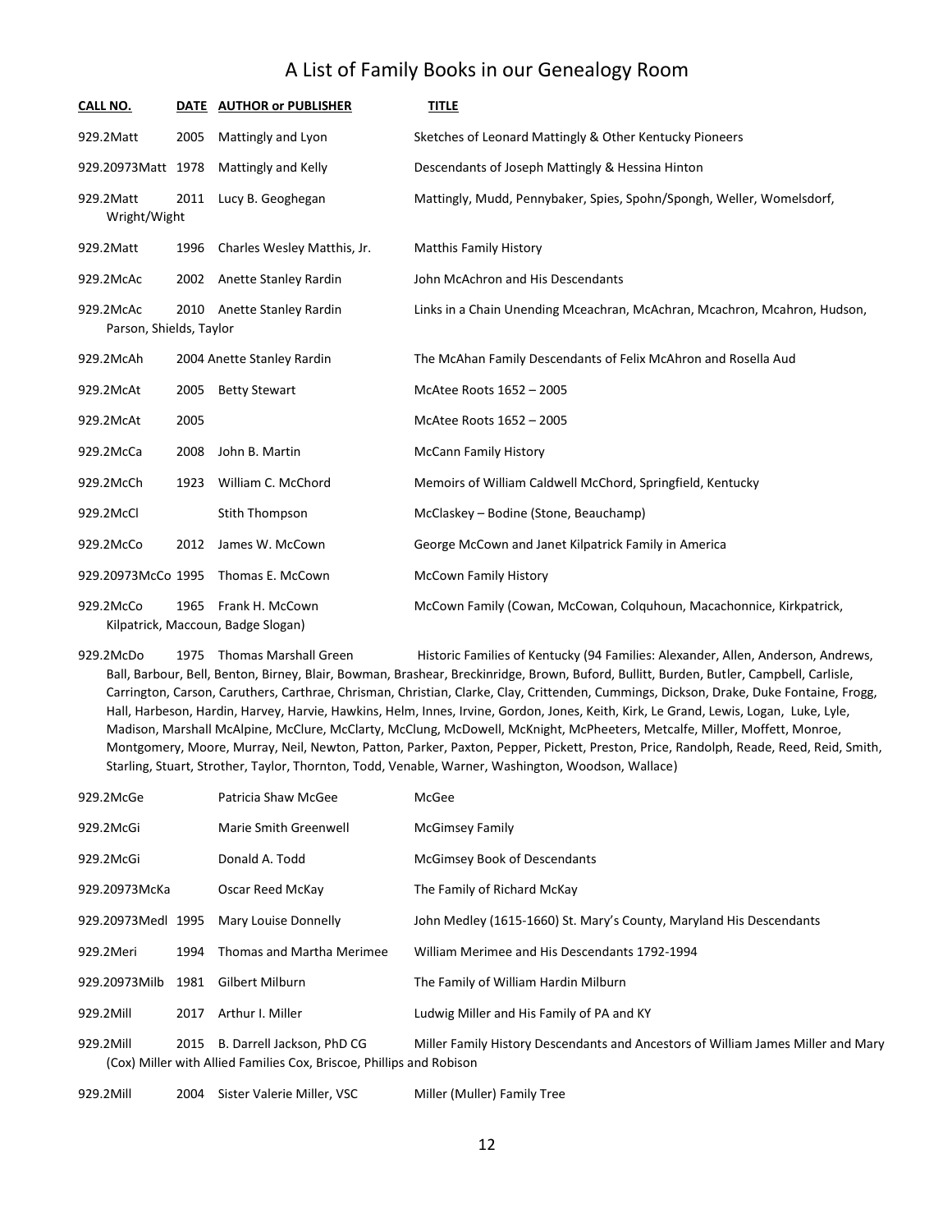# A List of Family Books in our Genealogy Room

| CALL NO. | DATE | AUTHOR or PUBLISHER | TITLE |
|---|---|---|---|
| 929.2Matt | 2005 | Mattingly and Lyon | Sketches of Leonard Mattingly & Other Kentucky Pioneers |
| 929.20973Matt | 1978 | Mattingly and Kelly | Descendants of Joseph Mattingly & Hessina Hinton |
| 929.2Matt | 2011 | Lucy B. Geoghegan | Mattingly, Mudd, Pennybaker, Spies, Spohn/Spongh, Weller, Womelsdorf, Wright/Wight |
| 929.2Matt | 1996 | Charles Wesley Matthis, Jr. | Matthis Family History |
| 929.2McAc | 2002 | Anette Stanley Rardin | John McAchron and His Descendants |
| 929.2McAc | 2010 | Anette Stanley Rardin | Links in a Chain Unending Mceachran, McAchran, Mcachron, Mcahron, Hudson, Parson, Shields, Taylor |
| 929.2McAh | 2004 | Anette Stanley Rardin | The McAhan Family Descendants of Felix McAhron and Rosella Aud |
| 929.2McAt | 2005 | Betty Stewart | McAtee Roots 1652 – 2005 |
| 929.2McAt | 2005 | | McAtee Roots 1652 – 2005 |
| 929.2McCa | 2008 | John B. Martin | McCann Family History |
| 929.2McCh | 1923 | William C. McChord | Memoirs of William Caldwell McChord, Springfield, Kentucky |
| 929.2McCl | | Stith Thompson | McClaskey – Bodine (Stone, Beauchamp) |
| 929.2McCo | 2012 | James W. McCown | George McCown and Janet Kilpatrick Family in America |
| 929.20973McCo | 1995 | Thomas E. McCown | McCown Family History |
| 929.2McCo | 1965 | Frank H. McCown | McCown Family (Cowan, McCowan, Colquhoun, Macachonnice, Kirkpatrick, Kilpatrick, Maccoun, Badge Slogan) |
| 929.2McDo | 1975 | Thomas Marshall Green | Historic Families of Kentucky (94 Families: Alexander, Allen, Anderson, Andrews, Ball, Barbour, Bell, Benton, Birney, Blair, Bowman, Brashear, Breckinridge, Brown, Buford, Bullitt, Burden, Butler, Campbell, Carlisle, Carrington, Carson, Caruthers, Carthrae, Chrisman, Christian, Clarke, Clay, Crittenden, Cummings, Dickson, Drake, Duke Fontaine, Frogg, Hall, Harbeson, Hardin, Harvey, Harvie, Hawkins, Helm, Innes, Irvine, Gordon, Jones, Keith, Kirk, Le Grand, Lewis, Logan, Luke, Lyle, Madison, Marshall McAlpine, McClure, McClarty, McClung, McDowell, McKnight, McPheeters, Metcalfe, Miller, Moffett, Monroe, Montgomery, Moore, Murray, Neil, Newton, Patton, Parker, Paxton, Pepper, Pickett, Preston, Price, Randolph, Reade, Reed, Reid, Smith, Starling, Stuart, Strother, Taylor, Thornton, Todd, Venable, Warner, Washington, Woodson, Wallace) |
| 929.2McGe | | Patricia Shaw McGee | McGee |
| 929.2McGi | | Marie Smith Greenwell | McGimsey Family |
| 929.2McGi | | Donald A. Todd | McGimsey Book of Descendants |
| 929.20973McKa | | Oscar Reed McKay | The Family of Richard McKay |
| 929.20973Medl | 1995 | Mary Louise Donnelly | John Medley (1615-1660) St. Mary's County, Maryland His Descendants |
| 929.2Meri | 1994 | Thomas and Martha Merimee | William Merimee and His Descendants 1792-1994 |
| 929.20973Milb | 1981 | Gilbert Milburn | The Family of William Hardin Milburn |
| 929.2Mill | 2017 | Arthur I. Miller | Ludwig Miller and His Family of PA and KY |
| 929.2Mill | 2015 | B. Darrell Jackson, PhD CG | Miller Family History Descendants and Ancestors of William James Miller and Mary (Cox) Miller with Allied Families Cox, Briscoe, Phillips and Robison |
| 929.2Mill | 2004 | Sister Valerie Miller, VSC | Miller (Muller) Family Tree |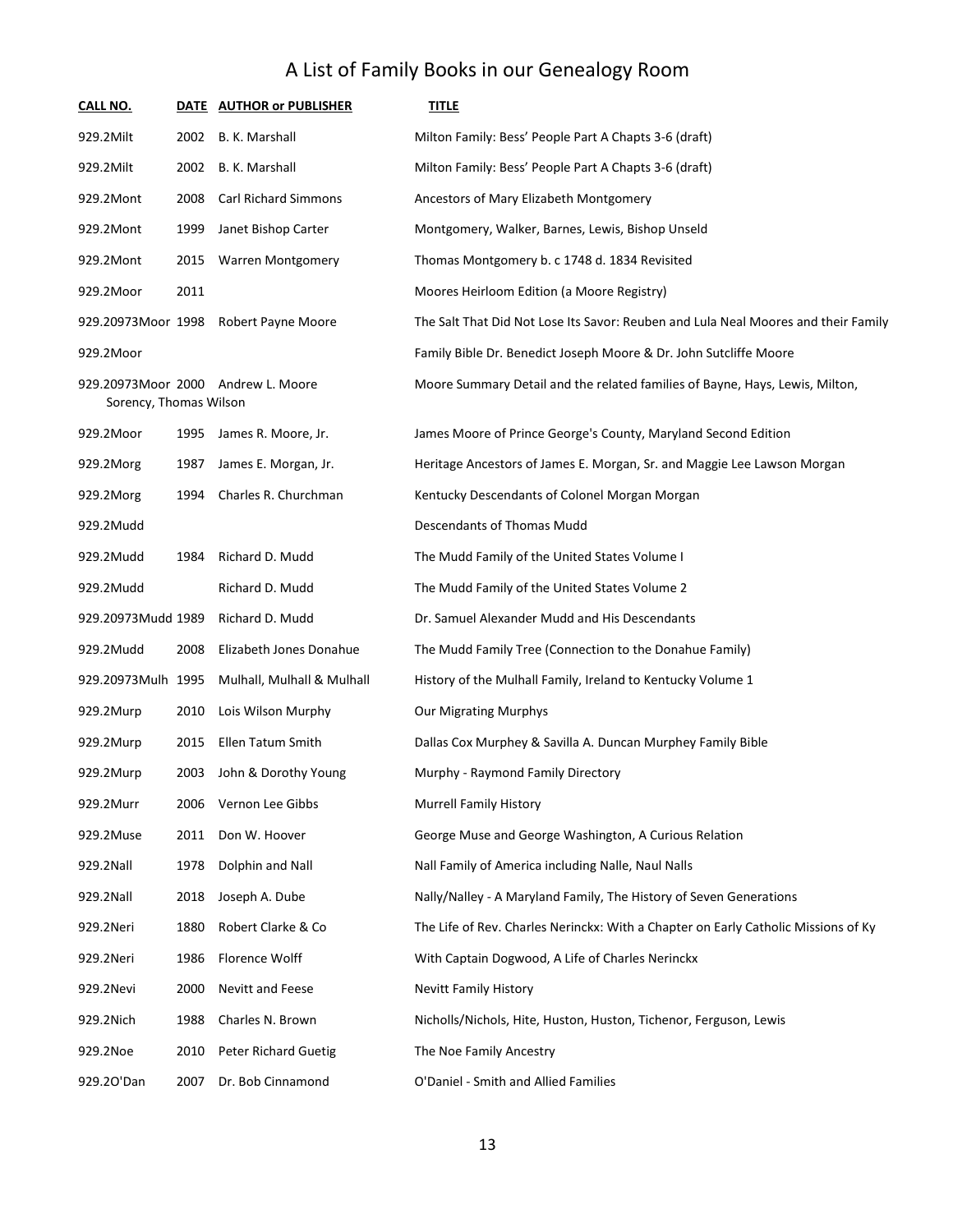# A List of Family Books in our Genealogy Room

| CALL NO. | DATE | AUTHOR or PUBLISHER | TITLE |
|---|---|---|---|
| 929.2Milt | 2002 | B. K. Marshall | Milton Family: Bess' People Part A Chapts 3-6 (draft) |
| 929.2Milt | 2002 | B. K. Marshall | Milton Family: Bess' People Part A Chapts 3-6 (draft) |
| 929.2Mont | 2008 | Carl Richard Simmons | Ancestors of Mary Elizabeth Montgomery |
| 929.2Mont | 1999 | Janet Bishop Carter | Montgomery, Walker, Barnes, Lewis, Bishop Unseld |
| 929.2Mont | 2015 | Warren Montgomery | Thomas Montgomery b. c 1748 d. 1834 Revisited |
| 929.2Moor | 2011 | | Moores Heirloom Edition (a Moore Registry) |
| 929.20973Moor | 1998 | Robert Payne Moore | The Salt That Did Not Lose Its Savor: Reuben and Lula Neal Moores and their Family |
| 929.2Moor | | | Family Bible Dr. Benedict Joseph Moore & Dr. John Sutcliffe Moore |
| 929.20973Moor | 2000 | Andrew L. Moore | Moore Summary Detail and the related families of Bayne, Hays, Lewis, Milton, Sorency, Thomas Wilson |
| 929.2Moor | 1995 | James R. Moore, Jr. | James Moore of Prince George's County, Maryland Second Edition |
| 929.2Morg | 1987 | James E. Morgan, Jr. | Heritage Ancestors of James E. Morgan, Sr. and Maggie Lee Lawson Morgan |
| 929.2Morg | 1994 | Charles R. Churchman | Kentucky Descendants of Colonel Morgan Morgan |
| 929.2Mudd | | | Descendants of Thomas Mudd |
| 929.2Mudd | 1984 | Richard D. Mudd | The Mudd Family of the United States Volume I |
| 929.2Mudd | | Richard D. Mudd | The Mudd Family of the United States Volume 2 |
| 929.20973Mudd | 1989 | Richard D. Mudd | Dr. Samuel Alexander Mudd and His Descendants |
| 929.2Mudd | 2008 | Elizabeth Jones Donahue | The Mudd Family Tree (Connection to the Donahue Family) |
| 929.20973Mulh | 1995 | Mulhall, Mulhall & Mulhall | History of the Mulhall Family, Ireland to Kentucky Volume 1 |
| 929.2Murp | 2010 | Lois Wilson Murphy | Our Migrating Murphys |
| 929.2Murp | 2015 | Ellen Tatum Smith | Dallas Cox Murphey & Savilla A. Duncan Murphey Family Bible |
| 929.2Murp | 2003 | John & Dorothy Young | Murphy - Raymond Family Directory |
| 929.2Murr | 2006 | Vernon Lee Gibbs | Murrell Family History |
| 929.2Muse | 2011 | Don W. Hoover | George Muse and George Washington, A Curious Relation |
| 929.2Nall | 1978 | Dolphin and Nall | Nall Family of America including Nalle, Naul Nalls |
| 929.2Nall | 2018 | Joseph A. Dube | Nally/Nalley - A Maryland Family, The History of Seven Generations |
| 929.2Neri | 1880 | Robert Clarke & Co | The Life of Rev. Charles Nerinckx: With a Chapter on Early Catholic Missions of Ky |
| 929.2Neri | 1986 | Florence Wolff | With Captain Dogwood, A Life of Charles Nerinckx |
| 929.2Nevi | 2000 | Nevitt and Feese | Nevitt Family History |
| 929.2Nich | 1988 | Charles N. Brown | Nicholls/Nichols, Hite, Huston, Huston, Tichenor, Ferguson, Lewis |
| 929.2Noe | 2010 | Peter Richard Guetig | The Noe Family Ancestry |
| 929.2O'Dan | 2007 | Dr. Bob Cinnamond | O'Daniel - Smith and Allied Families |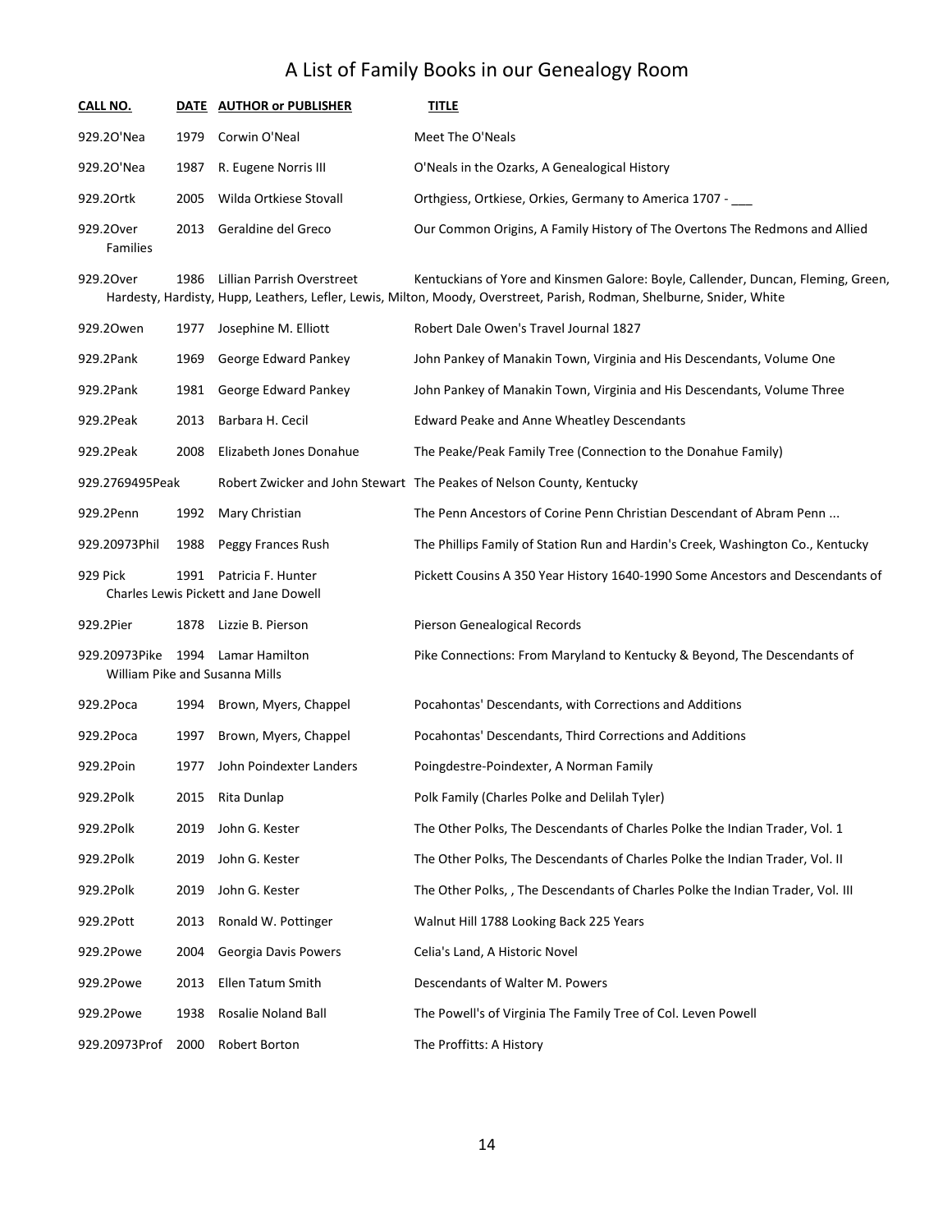# A List of Family Books in our Genealogy Room

| CALL NO. | DATE | AUTHOR or PUBLISHER | TITLE |
|---|---|---|---|
| 929.2O'Nea | 1979 | Corwin O'Neal | Meet The O'Neals |
| 929.2O'Nea | 1987 | R. Eugene Norris III | O'Neals in the Ozarks, A Genealogical History |
| 929.2Ortk | 2005 | Wilda Ortkiese Stovall | Orthgiess, Ortkiese, Orkies, Germany to America 1707 - ___ |
| 929.2Over Families | 2013 | Geraldine del Greco | Our Common Origins, A Family History of The Overtons The Redmons and Allied |
| 929.2Over | 1986 | Lillian Parrish Overstreet | Kentuckians of Yore and Kinsmen Galore: Boyle, Callender, Duncan, Fleming, Green, Hardesty, Hardisty, Hupp, Leathers, Lefler, Lewis, Milton, Moody, Overstreet, Parish, Rodman, Shelburne, Snider, White |
| 929.2Owen | 1977 | Josephine M. Elliott | Robert Dale Owen's Travel Journal 1827 |
| 929.2Pank | 1969 | George Edward Pankey | John Pankey of Manakin Town, Virginia and His Descendants, Volume One |
| 929.2Pank | 1981 | George Edward Pankey | John Pankey of Manakin Town, Virginia and His Descendants, Volume Three |
| 929.2Peak | 2013 | Barbara H. Cecil | Edward Peake and Anne Wheatley Descendants |
| 929.2Peak | 2008 | Elizabeth Jones Donahue | The Peake/Peak Family Tree (Connection to the Donahue Family) |
| 929.2769495Peak | | Robert Zwicker and John Stewart | The Peakes of Nelson County, Kentucky |
| 929.2Penn | 1992 | Mary Christian | The Penn Ancestors of Corine Penn Christian Descendant of Abram Penn ... |
| 929.20973Phil | 1988 | Peggy Frances Rush | The Phillips Family of Station Run and Hardin's Creek, Washington Co., Kentucky |
| 929 Pick | 1991 | Patricia F. Hunter | Pickett Cousins A 350 Year History 1640-1990 Some Ancestors and Descendants of Charles Lewis Pickett and Jane Dowell |
| 929.2Pier | 1878 | Lizzie B. Pierson | Pierson Genealogical Records |
| 929.20973Pike | 1994 | Lamar Hamilton | Pike Connections: From Maryland to Kentucky & Beyond, The Descendants of William Pike and Susanna Mills |
| 929.2Poca | 1994 | Brown, Myers, Chappel | Pocahontas' Descendants, with Corrections and Additions |
| 929.2Poca | 1997 | Brown, Myers, Chappel | Pocahontas' Descendants, Third Corrections and Additions |
| 929.2Poin | 1977 | John Poindexter Landers | Poingdestre-Poindexter, A Norman Family |
| 929.2Polk | 2015 | Rita Dunlap | Polk Family (Charles Polke and Delilah Tyler) |
| 929.2Polk | 2019 | John G. Kester | The Other Polks, The Descendants of Charles Polke the Indian Trader, Vol. 1 |
| 929.2Polk | 2019 | John G. Kester | The Other Polks, The Descendants of Charles Polke the Indian Trader, Vol. II |
| 929.2Polk | 2019 | John G. Kester | The Other Polks, , The Descendants of Charles Polke the Indian Trader, Vol. III |
| 929.2Pott | 2013 | Ronald W. Pottinger | Walnut Hill 1788 Looking Back 225 Years |
| 929.2Powe | 2004 | Georgia Davis Powers | Celia's Land, A Historic Novel |
| 929.2Powe | 2013 | Ellen Tatum Smith | Descendants of Walter M. Powers |
| 929.2Powe | 1938 | Rosalie Noland Ball | The Powell's of Virginia The Family Tree of Col. Leven Powell |
| 929.20973Prof | 2000 | Robert Borton | The Proffitts: A History |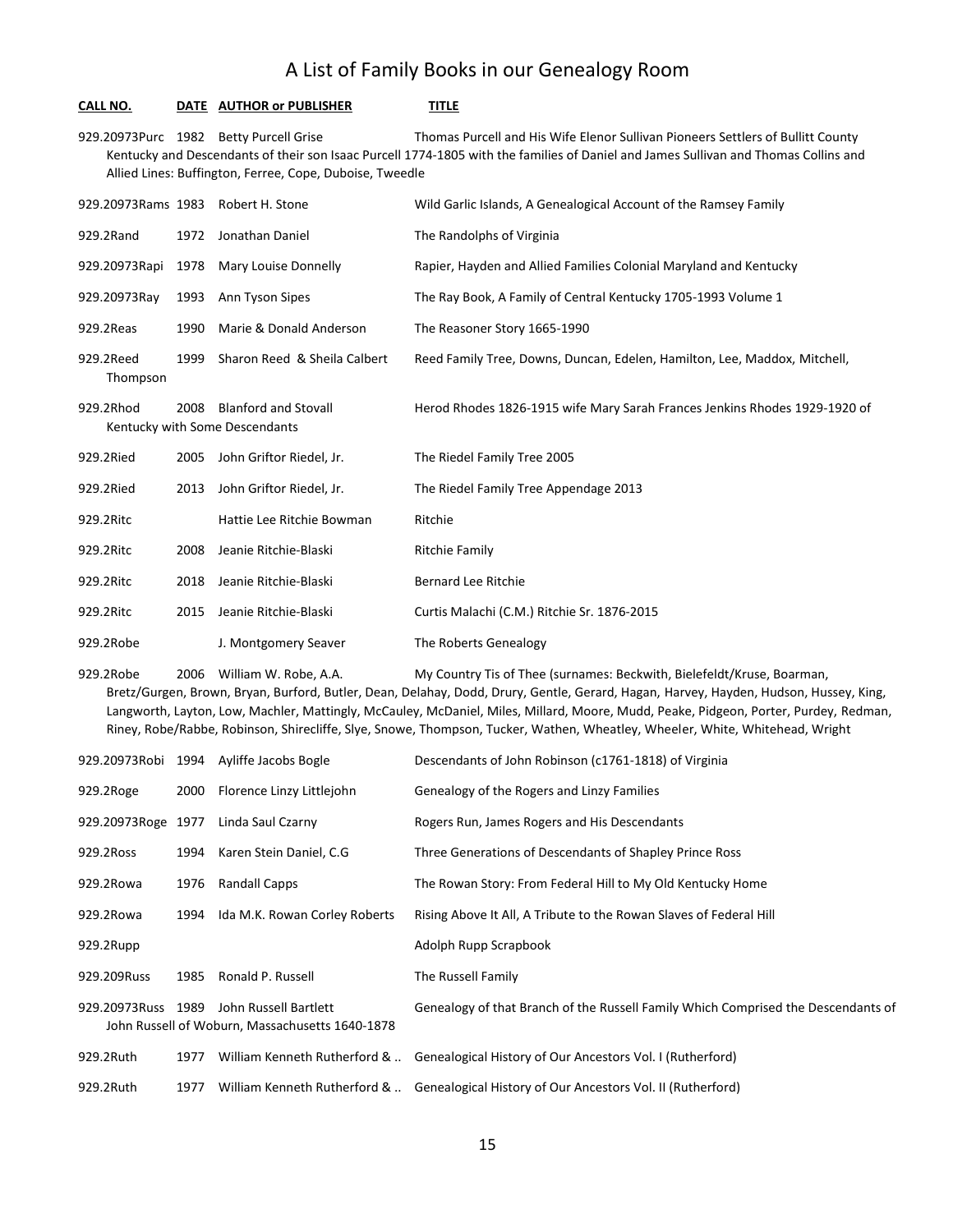# A List of Family Books in our Genealogy Room

| CALL NO. | DATE | AUTHOR or PUBLISHER | TITLE |
|---|---|---|---|
| 929.20973Purc | 1982 | Betty Purcell Grise | Thomas Purcell and His Wife Elenor Sullivan Pioneers Settlers of Bullitt County Kentucky and Descendants of their son Isaac Purcell 1774-1805 with the families of Daniel and James Sullivan and Thomas Collins and Allied Lines: Buffington, Ferree, Cope, Duboise, Tweedle |
| 929.20973Rams | 1983 | Robert H. Stone | Wild Garlic Islands, A Genealogical Account of the Ramsey Family |
| 929.2Rand | 1972 | Jonathan Daniel | The Randolphs of Virginia |
| 929.20973Rapi | 1978 | Mary Louise Donnelly | Rapier, Hayden and Allied Families Colonial Maryland and Kentucky |
| 929.20973Ray | 1993 | Ann Tyson Sipes | The Ray Book, A Family of Central Kentucky 1705-1993 Volume 1 |
| 929.2Reas | 1990 | Marie & Donald Anderson | The Reasoner Story 1665-1990 |
| 929.2Reed | 1999 | Sharon Reed & Sheila Calbert | Reed Family Tree, Downs, Duncan, Edelen, Hamilton, Lee, Maddox, Mitchell, Thompson |
| 929.2Rhod | 2008 | Blanford and Stovall | Herod Rhodes 1826-1915 wife Mary Sarah Frances Jenkins Rhodes 1929-1920 of Kentucky with Some Descendants |
| 929.2Ried | 2005 | John Griftor Riedel, Jr. | The Riedel Family Tree 2005 |
| 929.2Ried | 2013 | John Griftor Riedel, Jr. | The Riedel Family Tree Appendage 2013 |
| 929.2Ritc | | Hattie Lee Ritchie Bowman | Ritchie |
| 929.2Ritc | 2008 | Jeanie Ritchie-Blaski | Ritchie Family |
| 929.2Ritc | 2018 | Jeanie Ritchie-Blaski | Bernard Lee Ritchie |
| 929.2Ritc | 2015 | Jeanie Ritchie-Blaski | Curtis Malachi (C.M.) Ritchie Sr. 1876-2015 |
| 929.2Robe | | J. Montgomery Seaver | The Roberts Genealogy |
| 929.2Robe | 2006 | William W. Robe, A.A. | My Country Tis of Thee (surnames: Beckwith, Bielefeldt/Kruse, Boarman, Bretz/Gurgen, Brown, Bryan, Burford, Butler, Dean, Delahay, Dodd, Drury, Gentle, Gerard, Hagan, Harvey, Hayden, Hudson, Hussey, King, Langworth, Layton, Low, Machler, Mattingly, McCauley, McDaniel, Miles, Millard, Moore, Mudd, Peake, Pidgeon, Porter, Purdey, Redman, Riney, Robe/Rabbe, Robinson, Shirecliffe, Slye, Snowe, Thompson, Tucker, Wathen, Wheatley, Wheeler, White, Whitehead, Wright |
| 929.20973Robi | 1994 | Ayliffe Jacobs Bogle | Descendants of John Robinson (c1761-1818) of Virginia |
| 929.2Roge | 2000 | Florence Linzy Littlejohn | Genealogy of the Rogers and Linzy Families |
| 929.20973Roge | 1977 | Linda Saul Czarny | Rogers Run, James Rogers and His Descendants |
| 929.2Ross | 1994 | Karen Stein Daniel, C.G | Three Generations of Descendants of Shapley Prince Ross |
| 929.2Rowa | 1976 | Randall Capps | The Rowan Story: From Federal Hill to My Old Kentucky Home |
| 929.2Rowa | 1994 | Ida M.K. Rowan Corley Roberts | Rising Above It All, A Tribute to the Rowan Slaves of Federal Hill |
| 929.2Rupp | | | Adolph Rupp Scrapbook |
| 929.209Russ | 1985 | Ronald P. Russell | The Russell Family |
| 929.20973Russ | 1989 | John Russell Bartlett | Genealogy of that Branch of the Russell Family Which Comprised the Descendants of John Russell of Woburn, Massachusetts 1640-1878 |
| 929.2Ruth | 1977 | William Kenneth Rutherford & .. | Genealogical History of Our Ancestors Vol. I (Rutherford) |
| 929.2Ruth | 1977 | William Kenneth Rutherford & .. | Genealogical History of Our Ancestors Vol. II (Rutherford) |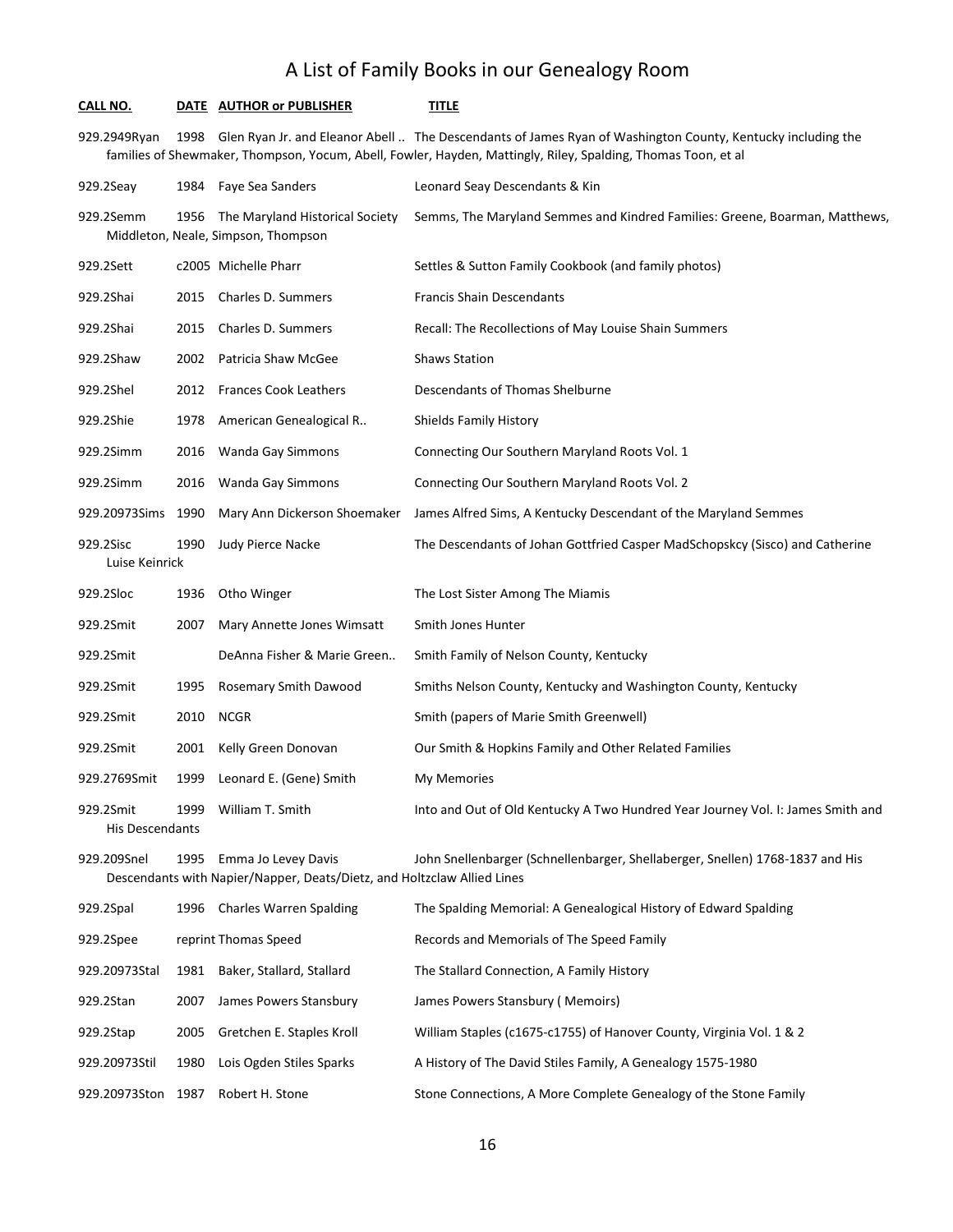# A List of Family Books in our Genealogy Room

| CALL NO. | DATE | AUTHOR or PUBLISHER | TITLE |
|---|---|---|---|
| 929.2949Ryan | 1998 | Glen Ryan Jr. and Eleanor Abell .. | The Descendants of James Ryan of Washington County, Kentucky including the families of Shewmaker, Thompson, Yocum, Abell, Fowler, Hayden, Mattingly, Riley, Spalding, Thomas Toon, et al |
| 929.2Seay | 1984 | Faye Sea Sanders | Leonard Seay Descendants & Kin |
| 929.2Semm | 1956 | The Maryland Historical Society | Semms, The Maryland Semmes and Kindred Families: Greene, Boarman, Matthews, Middleton, Neale, Simpson, Thompson |
| 929.2Sett | c2005 | Michelle Pharr | Settles & Sutton Family Cookbook (and family photos) |
| 929.2Shai | 2015 | Charles D. Summers | Francis Shain Descendants |
| 929.2Shai | 2015 | Charles D. Summers | Recall: The Recollections of May Louise Shain Summers |
| 929.2Shaw | 2002 | Patricia Shaw McGee | Shaws Station |
| 929.2Shel | 2012 | Frances Cook Leathers | Descendants of Thomas Shelburne |
| 929.2Shie | 1978 | American Genealogical R.. | Shields Family History |
| 929.2Simm | 2016 | Wanda Gay Simmons | Connecting Our Southern Maryland Roots Vol. 1 |
| 929.2Simm | 2016 | Wanda Gay Simmons | Connecting Our Southern Maryland Roots Vol. 2 |
| 929.20973Sims | 1990 | Mary Ann Dickerson Shoemaker | James Alfred Sims, A Kentucky Descendant of the Maryland Semmes |
| 929.2Sisc | 1990 | Judy Pierce Nacke | The Descendants of Johan Gottfried Casper MadSchopskcy (Sisco) and Catherine Luise Keinrick |
| 929.2Sloc | 1936 | Otho Winger | The Lost Sister Among The Miamis |
| 929.2Smit | 2007 | Mary Annette Jones Wimsatt | Smith Jones Hunter |
| 929.2Smit | | DeAnna Fisher & Marie Green.. | Smith Family of Nelson County, Kentucky |
| 929.2Smit | 1995 | Rosemary Smith Dawood | Smiths Nelson County, Kentucky and Washington County, Kentucky |
| 929.2Smit | 2010 | NCGR | Smith (papers of Marie Smith Greenwell) |
| 929.2Smit | 2001 | Kelly Green Donovan | Our Smith & Hopkins Family and Other Related Families |
| 929.2769Smit | 1999 | Leonard E. (Gene) Smith | My Memories |
| 929.2Smit | 1999 | William T. Smith | Into and Out of Old Kentucky A Two Hundred Year Journey Vol. I: James Smith and His Descendants |
| 929.209Snel | 1995 | Emma Jo Levey Davis | John Snellenbarger (Schnellenbarger, Shellaberger, Snellen) 1768-1837 and His Descendants with Napier/Napper, Deats/Dietz, and Holtzclaw Allied Lines |
| 929.2Spal | 1996 | Charles Warren Spalding | The Spalding Memorial: A Genealogical History of Edward Spalding |
| 929.2Spee | reprint | Thomas Speed | Records and Memorials of The Speed Family |
| 929.20973Stal | 1981 | Baker, Stallard, Stallard | The Stallard Connection, A Family History |
| 929.2Stan | 2007 | James Powers Stansbury | James Powers Stansbury ( Memoirs) |
| 929.2Stap | 2005 | Gretchen E. Staples Kroll | William Staples (c1675-c1755) of Hanover County, Virginia Vol. 1 & 2 |
| 929.20973Stil | 1980 | Lois Ogden Stiles Sparks | A History of The David Stiles Family, A Genealogy 1575-1980 |
| 929.20973Ston | 1987 | Robert H. Stone | Stone Connections, A More Complete Genealogy of the Stone Family |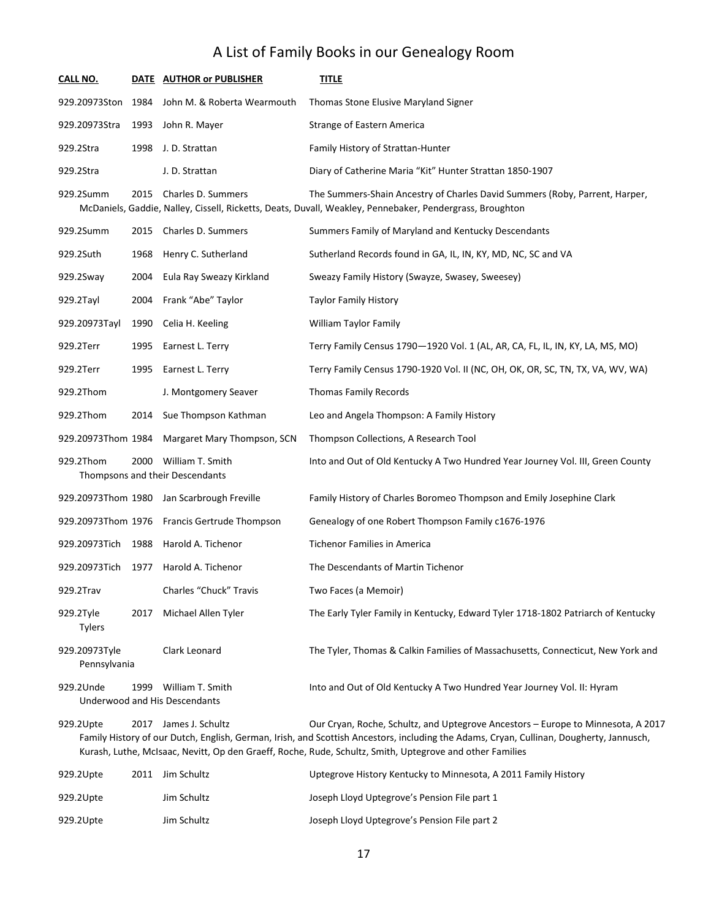# A List of Family Books in our Genealogy Room

| CALL NO. | DATE | AUTHOR or PUBLISHER | TITLE |
|---|---|---|---|
| 929.20973Ston | 1984 | John M. & Roberta Wearmouth | Thomas Stone Elusive Maryland Signer |
| 929.20973Stra | 1993 | John R. Mayer | Strange of Eastern America |
| 929.2Stra | 1998 | J. D. Strattan | Family History of Strattan-Hunter |
| 929.2Stra | | J. D. Strattan | Diary of Catherine Maria "Kit" Hunter Strattan 1850-1907 |
| 929.2Summ | 2015 | Charles D. Summers | The Summers-Shain Ancestry of Charles David Summers (Roby, Parrent, Harper, McDaniels, Gaddie, Nalley, Cissell, Ricketts, Deats, Duvall, Weakley, Pennebaker, Pendergrass, Broughton |
| 929.2Summ | 2015 | Charles D. Summers | Summers Family of Maryland and Kentucky Descendants |
| 929.2Suth | 1968 | Henry C. Sutherland | Sutherland Records found in GA, IL, IN, KY, MD, NC, SC and VA |
| 929.2Sway | 2004 | Eula Ray Sweazy Kirkland | Sweazy Family History (Swayze, Swasey, Sweesey) |
| 929.2Tayl | 2004 | Frank "Abe" Taylor | Taylor Family History |
| 929.20973Tayl | 1990 | Celia H. Keeling | William Taylor Family |
| 929.2Terr | 1995 | Earnest L. Terry | Terry Family Census 1790—1920 Vol. 1 (AL, AR, CA, FL, IL, IN, KY, LA, MS, MO) |
| 929.2Terr | 1995 | Earnest L. Terry | Terry Family Census 1790-1920 Vol. II (NC, OH, OK, OR, SC, TN, TX, VA, WV, WA) |
| 929.2Thom | | J. Montgomery Seaver | Thomas Family Records |
| 929.2Thom | 2014 | Sue Thompson Kathman | Leo and Angela Thompson: A Family History |
| 929.20973Thom | 1984 | Margaret Mary Thompson, SCN | Thompson Collections, A Research Tool |
| 929.2Thom | 2000 | William T. Smith | Into and Out of Old Kentucky A Two Hundred Year Journey Vol. III, Green County Thompsons and their Descendants |
| 929.20973Thom | 1980 | Jan Scarbrough Freville | Family History of Charles Boromeo Thompson and Emily Josephine Clark |
| 929.20973Thom | 1976 | Francis Gertrude Thompson | Genealogy of one Robert Thompson Family c1676-1976 |
| 929.20973Tich | 1988 | Harold A. Tichenor | Tichenor Families in America |
| 929.20973Tich | 1977 | Harold A. Tichenor | The Descendants of Martin Tichenor |
| 929.2Trav | | Charles "Chuck" Travis | Two Faces (a Memoir) |
| 929.2Tyle | 2017 | Michael Allen Tyler | The Early Tyler Family in Kentucky, Edward Tyler 1718-1802 Patriarch of Kentucky Tylers |
| 929.20973Tyle | | Clark Leonard | The Tyler, Thomas & Calkin Families of Massachusetts, Connecticut, New York and Pennsylvania |
| 929.2Unde | 1999 | William T. Smith | Into and Out of Old Kentucky A Two Hundred Year Journey Vol. II: Hyram Underwood and His Descendants |
| 929.2Upte | 2017 | James J. Schultz | Our Cryan, Roche, Schultz, and Uptegrove Ancestors – Europe to Minnesota, A 2017 Family History of our Dutch, English, German, Irish, and Scottish Ancestors, including the Adams, Cryan, Cullinan, Dougherty, Jannusch, Kurash, Luthe, McIsaac, Nevitt, Op den Graeff, Roche, Rude, Schultz, Smith, Uptegrove and other Families |
| 929.2Upte | 2011 | Jim Schultz | Uptegrove History Kentucky to Minnesota, A 2011 Family History |
| 929.2Upte | | Jim Schultz | Joseph Lloyd Uptegrove's Pension File part 1 |
| 929.2Upte | | Jim Schultz | Joseph Lloyd Uptegrove's Pension File part 2 |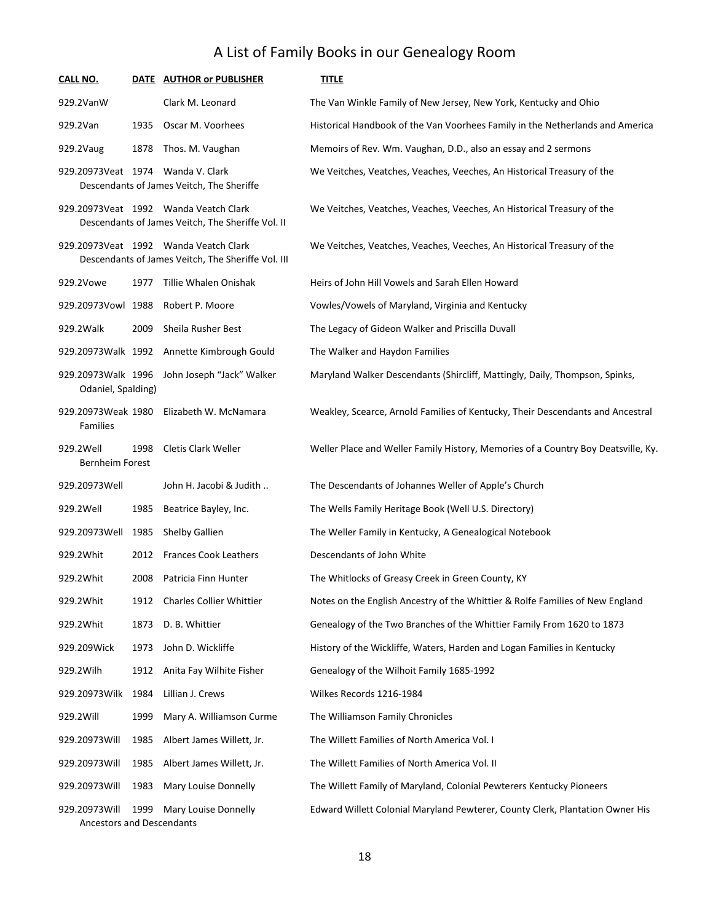# A List of Family Books in our Genealogy Room

| CALL NO. | DATE | AUTHOR or PUBLISHER | TITLE |
|---|---|---|---|
| 929.2VanW | | Clark M. Leonard | The Van Winkle Family of New Jersey, New York, Kentucky and Ohio |
| 929.2Van | 1935 | Oscar M. Voorhees | Historical Handbook of the Van Voorhees Family in the Netherlands and America |
| 929.2Vaug | 1878 | Thos. M. Vaughan | Memoirs of Rev. Wm. Vaughan, D.D., also an essay and 2 sermons |
| 929.20973Veat | 1974 | Wanda V. Clark | We Veitches, Veatches, Veaches, Veeches, An Historical Treasury of the Descendants of James Veitch, The Sheriffe |
| 929.20973Veat | 1992 | Wanda Veatch Clark | We Veitches, Veatches, Veaches, Veeches, An Historical Treasury of the Descendants of James Veitch, The Sheriffe Vol. II |
| 929.20973Veat | 1992 | Wanda Veatch Clark | We Veitches, Veatches, Veaches, Veeches, An Historical Treasury of the Descendants of James Veitch, The Sheriffe Vol. III |
| 929.2Vowe | 1977 | Tillie Whalen Onishak | Heirs of John Hill Vowels and Sarah Ellen Howard |
| 929.20973Vowl | 1988 | Robert P. Moore | Vowles/Vowels of Maryland, Virginia and Kentucky |
| 929.2Walk | 2009 | Sheila Rusher Best | The Legacy of Gideon Walker and Priscilla Duvall |
| 929.20973Walk | 1992 | Annette Kimbrough Gould | The Walker and Haydon Families |
| 929.20973Walk | 1996 | John Joseph "Jack" Walker | Maryland Walker Descendants (Shircliff, Mattingly, Daily, Thompson, Spinks, Odaniel, Spalding) |
| 929.20973Weak | 1980 | Elizabeth W. McNamara | Weakley, Scearce, Arnold Families of Kentucky, Their Descendants and Ancestral Families |
| 929.2Well | 1998 | Cletis Clark Weller | Weller Place and Weller Family History, Memories of a Country Boy Deatsville, Ky. Bernheim Forest |
| 929.20973Well | | John H. Jacobi & Judith .. | The Descendants of Johannes Weller of Apple's Church |
| 929.2Well | 1985 | Beatrice Bayley, Inc. | The Wells Family Heritage Book (Well U.S. Directory) |
| 929.20973Well | 1985 | Shelby Gallien | The Weller Family in Kentucky, A Genealogical Notebook |
| 929.2Whit | 2012 | Frances Cook Leathers | Descendants of John White |
| 929.2Whit | 2008 | Patricia Finn Hunter | The Whitlocks of Greasy Creek in Green County, KY |
| 929.2Whit | 1912 | Charles Collier Whittier | Notes on the English Ancestry of the Whittier & Rolfe Families of New England |
| 929.2Whit | 1873 | D. B. Whittier | Genealogy of the Two Branches of the Whittier Family From 1620 to 1873 |
| 929.209Wick | 1973 | John D. Wickliffe | History of the Wickliffe, Waters, Harden and Logan Families in Kentucky |
| 929.2Wilh | 1912 | Anita Fay Wilhite Fisher | Genealogy of the Wilhoit Family 1685-1992 |
| 929.20973Wilk | 1984 | Lillian J. Crews | Wilkes Records 1216-1984 |
| 929.2Will | 1999 | Mary A. Williamson Curme | The Williamson Family Chronicles |
| 929.20973Will | 1985 | Albert James Willett, Jr. | The Willett Families of North America Vol. I |
| 929.20973Will | 1985 | Albert James Willett, Jr. | The Willett Families of North America Vol. II |
| 929.20973Will | 1983 | Mary Louise Donnelly | The Willett Family of Maryland, Colonial Pewterers Kentucky Pioneers |
| 929.20973Will | 1999 | Mary Louise Donnelly | Edward Willett Colonial Maryland Pewterer, County Clerk, Plantation Owner His Ancestors and Descendants |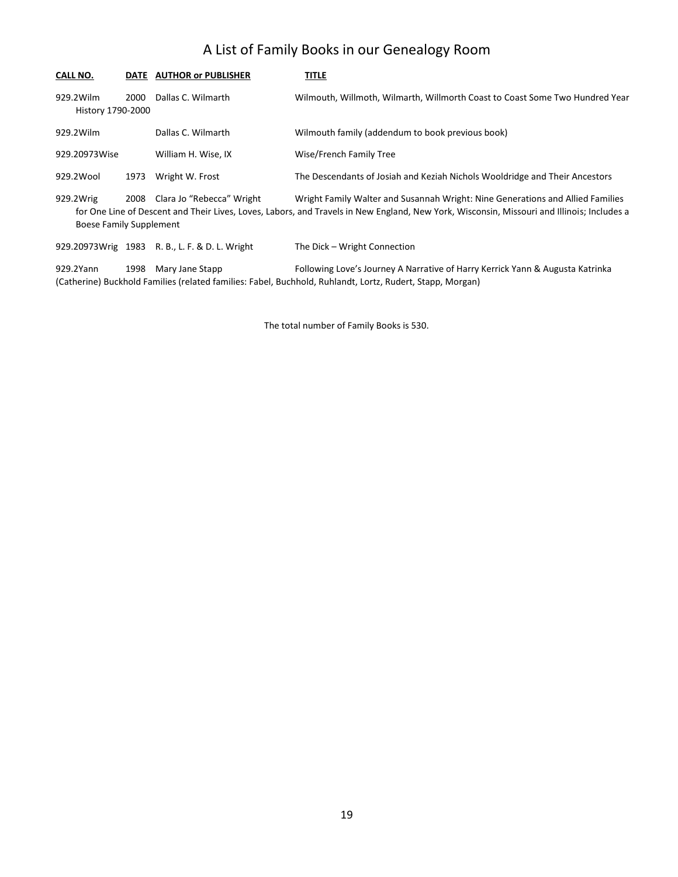# A List of Family Books in our Genealogy Room

| CALL NO. | DATE | AUTHOR or PUBLISHER | TITLE |
|---|---|---|---|
| 929.2Wilm | 2000 | Dallas C. Wilmarth | Wilmouth, Willmoth, Wilmarth, Willmorth Coast to Coast Some Two Hundred Year History 1790-2000 |
| 929.2Wilm | | Dallas C. Wilmarth | Wilmouth family (addendum to book previous book) |
| 929.20973Wise | | William H. Wise, IX | Wise/French Family Tree |
| 929.2Wool | 1973 | Wright W. Frost | The Descendants of Josiah and Keziah Nichols Wooldridge and Their Ancestors |
| 929.2Wrig | 2008 | Clara Jo "Rebecca" Wright | Wright Family Walter and Susannah Wright: Nine Generations and Allied Families for One Line of Descent and Their Lives, Loves, Labors, and Travels in New England, New York, Wisconsin, Missouri and Illinois; Includes a Boese Family Supplement |
| 929.20973Wrig | 1983 | R. B., L. F. & D. L. Wright | The Dick – Wright Connection |
| 929.2Yann | 1998 | Mary Jane Stapp | Following Love's Journey A Narrative of Harry Kerrick Yann & Augusta Katrinka (Catherine) Buckhold Families (related families: Fabel, Buchhold, Ruhlandt, Lortz, Rudert, Stapp, Morgan) |

The total number of Family Books is 530.